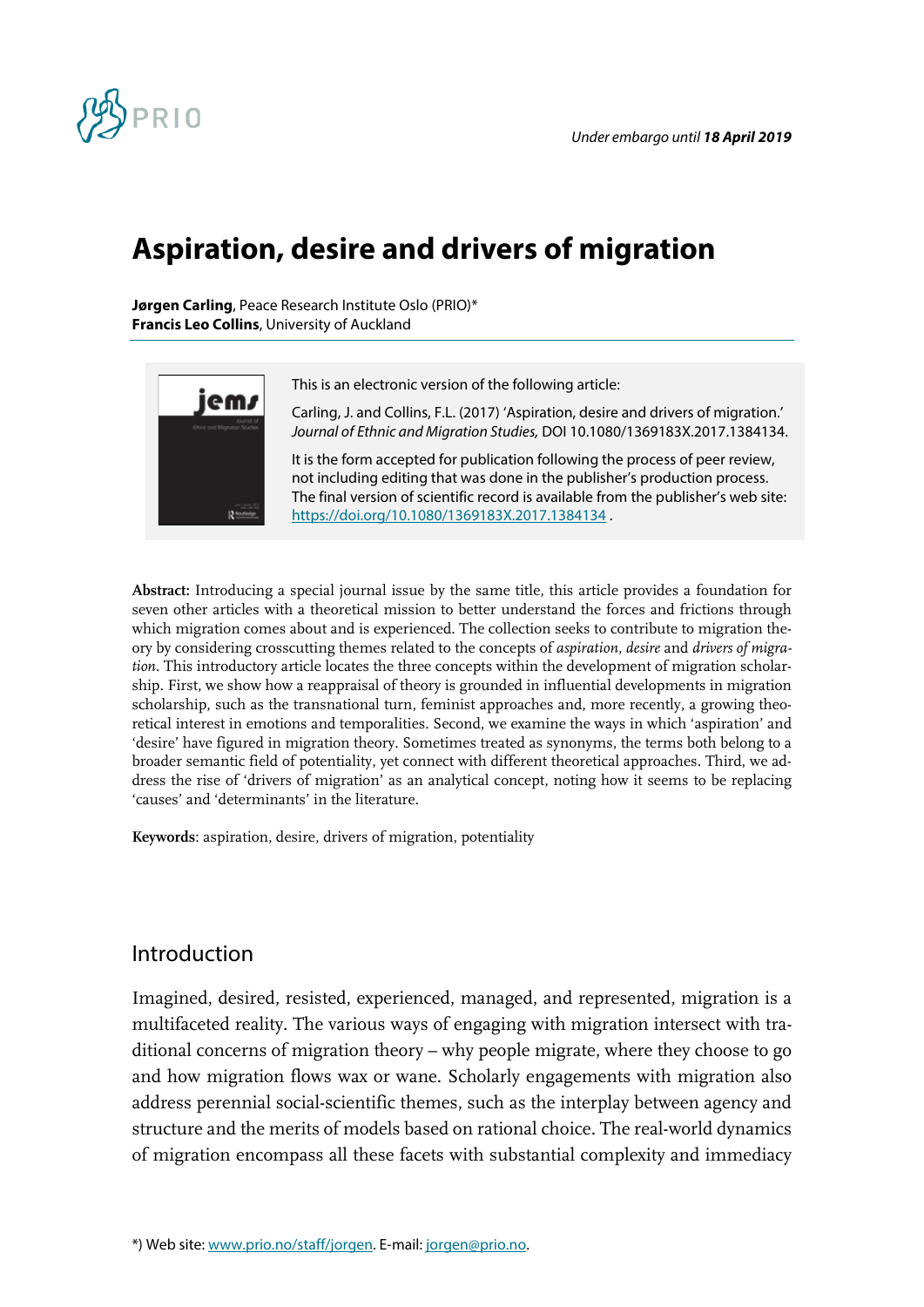Under embargo until **18 April 2019**

# Aspiration, desire and drivers of migration

**Jørgen Carling**, Peace Research Institute Oslo (PRIO)*
**Francis Leo Collins**, University of Auckland

This is an electronic version of the following article:

Carling, J. and Collins, F.L. (2017) 'Aspiration, desire and drivers of migration.' *Journal of Ethnic and Migration Studies,* DOI 10.1080/1369183X.2017.1384134.

It is the form accepted for publication following the process of peer review, not including editing that was done in the publisher's production process. The final version of scientific record is available from the publisher's web site: https://doi.org/10.1080/1369183X.2017.1384134 .

**Abstract:** Introducing a special journal issue by the same title, this article provides a foundation for seven other articles with a theoretical mission to better understand the forces and frictions through which migration comes about and is experienced. The collection seeks to contribute to migration theory by considering crosscutting themes related to the concepts of *aspiration*, *desire* and *drivers of migration*. This introductory article locates the three concepts within the development of migration scholarship. First, we show how a reappraisal of theory is grounded in influential developments in migration scholarship, such as the transnational turn, feminist approaches and, more recently, a growing theoretical interest in emotions and temporalities. Second, we examine the ways in which 'aspiration' and 'desire' have figured in migration theory. Sometimes treated as synonyms, the terms both belong to a broader semantic field of potentiality, yet connect with different theoretical approaches. Third, we address the rise of 'drivers of migration' as an analytical concept, noting how it seems to be replacing 'causes' and 'determinants' in the literature.

**Keywords**: aspiration, desire, drivers of migration, potentiality

## Introduction

Imagined, desired, resisted, experienced, managed, and represented, migration is a multifaceted reality. The various ways of engaging with migration intersect with traditional concerns of migration theory – why people migrate, where they choose to go and how migration flows wax or wane. Scholarly engagements with migration also address perennial social-scientific themes, such as the interplay between agency and structure and the merits of models based on rational choice. The real-world dynamics of migration encompass all these facets with substantial complexity and immediacy

*) Web site: www.prio.no/staff/jorgen. E-mail: jorgen@prio.no.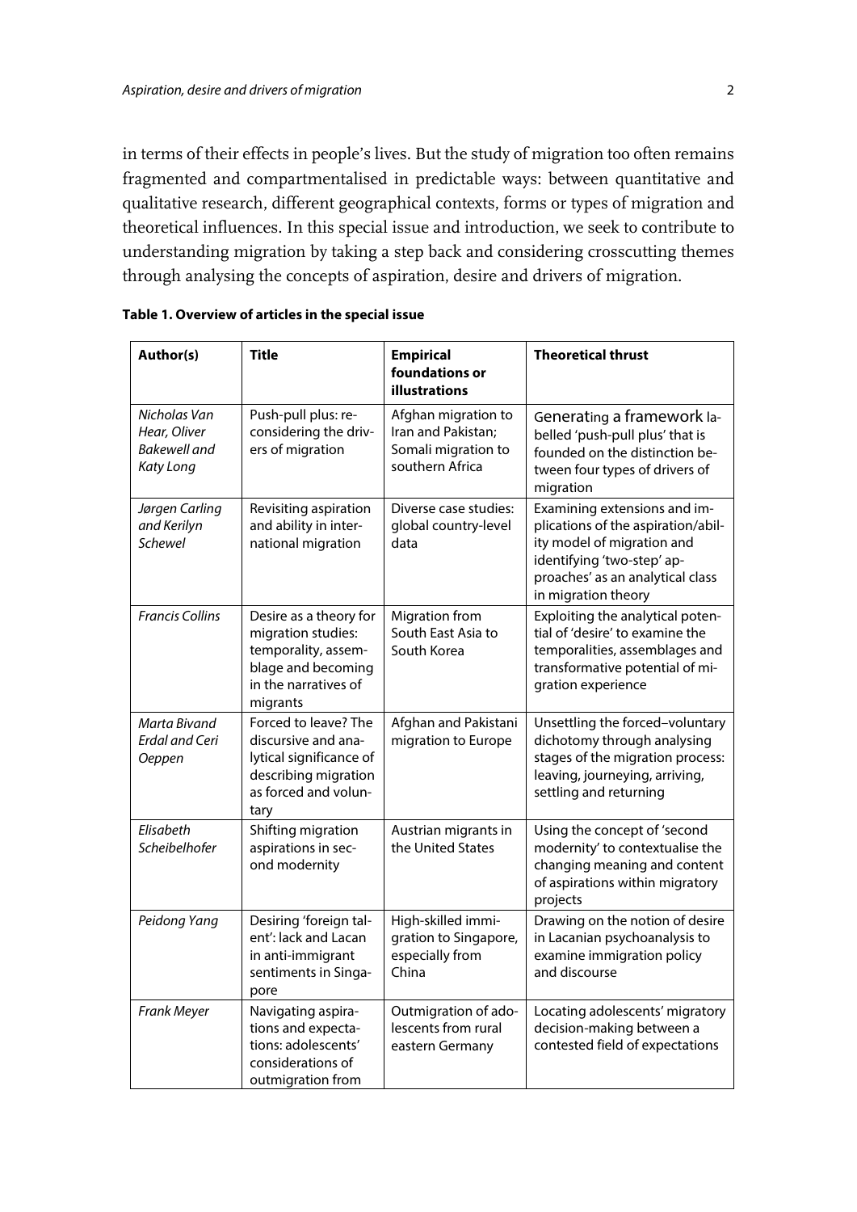in terms of their effects in people's lives. But the study of migration too often remains fragmented and compartmentalised in predictable ways: between quantitative and qualitative research, different geographical contexts, forms or types of migration and theoretical influences. In this special issue and introduction, we seek to contribute to understanding migration by taking a step back and considering crosscutting themes through analysing the concepts of aspiration, desire and drivers of migration.

**Table 1. Overview of articles in the special issue**

| **Author(s)** | **Title** | **Empirical foundations or illustrations** | **Theoretical thrust** |
|---|---|---|---|
| *Nicholas Van Hear, Oliver Bakewell and Katy Long* | Push-pull plus: reconsidering the drivers of migration | Afghan migration to Iran and Pakistan; Somali migration to southern Africa | Generating a framework labelled 'push-pull plus' that is founded on the distinction between four types of drivers of migration |
| *Jørgen Carling and Kerilyn Schewel* | Revisiting aspiration and ability in international migration | Diverse case studies: global country-level data | Examining extensions and implications of the aspiration/ability model of migration and identifying 'two-step' approaches' as an analytical class in migration theory |
| *Francis Collins* | Desire as a theory for migration studies: temporality, assemblage and becoming in the narratives of migrants | Migration from South East Asia to South Korea | Exploiting the analytical potential of 'desire' to examine the temporalities, assemblages and transformative potential of migration experience |
| *Marta Bivand Erdal and Ceri Oeppen* | Forced to leave? The discursive and analytical significance of describing migration as forced and voluntary | Afghan and Pakistani migration to Europe | Unsettling the forced–voluntary dichotomy through analysing stages of the migration process: leaving, journeying, arriving, settling and returning |
| *Elisabeth Scheibelhofer* | Shifting migration aspirations in second modernity | Austrian migrants in the United States | Using the concept of 'second modernity' to contextualise the changing meaning and content of aspirations within migratory projects |
| *Peidong Yang* | Desiring 'foreign talent': lack and Lacan in anti-immigrant sentiments in Singapore | High-skilled immigration to Singapore, especially from China | Drawing on the notion of desire in Lacanian psychoanalysis to examine immigration policy and discourse |
| *Frank Meyer* | Navigating aspirations and expectations: adolescents' considerations of outmigration from | Outmigration of adolescents from rural eastern Germany | Locating adolescents' migratory decision-making between a contested field of expectations |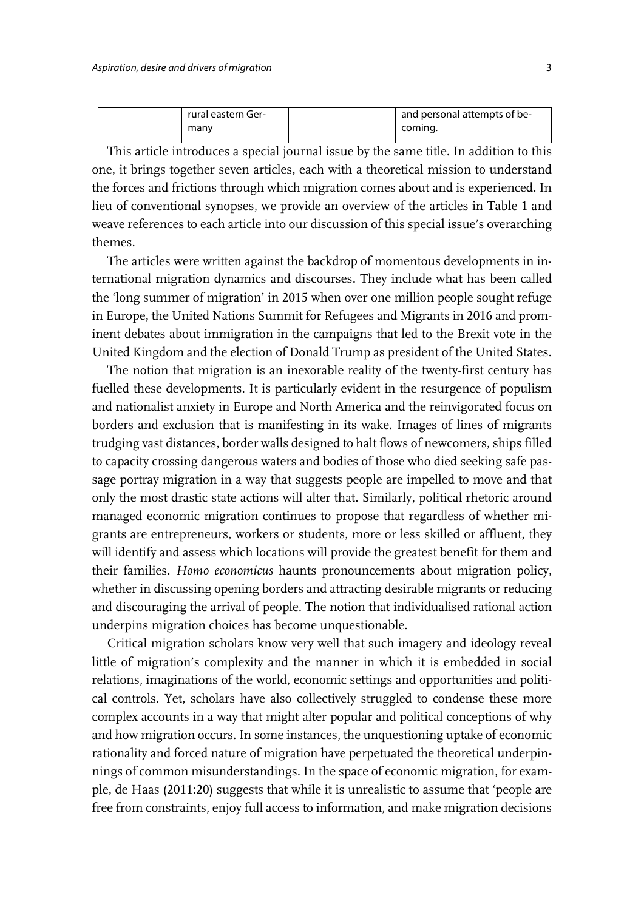| | rural eastern Germany | | and personal attempts of becoming. |
|---|---|---|---|

This article introduces a special journal issue by the same title. In addition to this one, it brings together seven articles, each with a theoretical mission to understand the forces and frictions through which migration comes about and is experienced. In lieu of conventional synopses, we provide an overview of the articles in Table 1 and weave references to each article into our discussion of this special issue's overarching themes.

The articles were written against the backdrop of momentous developments in international migration dynamics and discourses. They include what has been called the 'long summer of migration' in 2015 when over one million people sought refuge in Europe, the United Nations Summit for Refugees and Migrants in 2016 and prominent debates about immigration in the campaigns that led to the Brexit vote in the United Kingdom and the election of Donald Trump as president of the United States.

The notion that migration is an inexorable reality of the twenty-first century has fuelled these developments. It is particularly evident in the resurgence of populism and nationalist anxiety in Europe and North America and the reinvigorated focus on borders and exclusion that is manifesting in its wake. Images of lines of migrants trudging vast distances, border walls designed to halt flows of newcomers, ships filled to capacity crossing dangerous waters and bodies of those who died seeking safe passage portray migration in a way that suggests people are impelled to move and that only the most drastic state actions will alter that. Similarly, political rhetoric around managed economic migration continues to propose that regardless of whether migrants are entrepreneurs, workers or students, more or less skilled or affluent, they will identify and assess which locations will provide the greatest benefit for them and their families. *Homo economicus* haunts pronouncements about migration policy, whether in discussing opening borders and attracting desirable migrants or reducing and discouraging the arrival of people. The notion that individualised rational action underpins migration choices has become unquestionable.

Critical migration scholars know very well that such imagery and ideology reveal little of migration's complexity and the manner in which it is embedded in social relations, imaginations of the world, economic settings and opportunities and political controls. Yet, scholars have also collectively struggled to condense these more complex accounts in a way that might alter popular and political conceptions of why and how migration occurs. In some instances, the unquestioning uptake of economic rationality and forced nature of migration have perpetuated the theoretical underpinnings of common misunderstandings. In the space of economic migration, for example, de Haas (2011:20) suggests that while it is unrealistic to assume that 'people are free from constraints, enjoy full access to information, and make migration decisions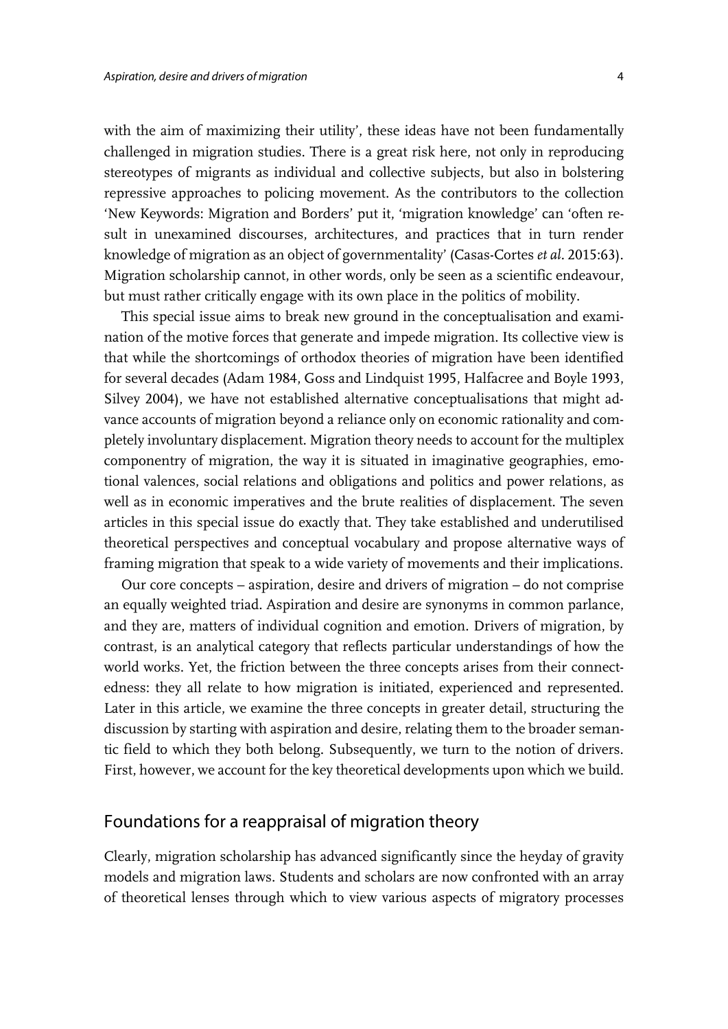with the aim of maximizing their utility', these ideas have not been fundamentally challenged in migration studies. There is a great risk here, not only in reproducing stereotypes of migrants as individual and collective subjects, but also in bolstering repressive approaches to policing movement. As the contributors to the collection 'New Keywords: Migration and Borders' put it, 'migration knowledge' can 'often result in unexamined discourses, architectures, and practices that in turn render knowledge of migration as an object of governmentality' (Casas-Cortes *et al*. 2015:63). Migration scholarship cannot, in other words, only be seen as a scientific endeavour, but must rather critically engage with its own place in the politics of mobility.

This special issue aims to break new ground in the conceptualisation and examination of the motive forces that generate and impede migration. Its collective view is that while the shortcomings of orthodox theories of migration have been identified for several decades (Adam 1984, Goss and Lindquist 1995, Halfacree and Boyle 1993, Silvey 2004), we have not established alternative conceptualisations that might advance accounts of migration beyond a reliance only on economic rationality and completely involuntary displacement. Migration theory needs to account for the multiplex componentry of migration, the way it is situated in imaginative geographies, emotional valences, social relations and obligations and politics and power relations, as well as in economic imperatives and the brute realities of displacement. The seven articles in this special issue do exactly that. They take established and underutilised theoretical perspectives and conceptual vocabulary and propose alternative ways of framing migration that speak to a wide variety of movements and their implications.

Our core concepts – aspiration, desire and drivers of migration – do not comprise an equally weighted triad. Aspiration and desire are synonyms in common parlance, and they are, matters of individual cognition and emotion. Drivers of migration, by contrast, is an analytical category that reflects particular understandings of how the world works. Yet, the friction between the three concepts arises from their connectedness: they all relate to how migration is initiated, experienced and represented. Later in this article, we examine the three concepts in greater detail, structuring the discussion by starting with aspiration and desire, relating them to the broader semantic field to which they both belong. Subsequently, we turn to the notion of drivers. First, however, we account for the key theoretical developments upon which we build.

## Foundations for a reappraisal of migration theory

Clearly, migration scholarship has advanced significantly since the heyday of gravity models and migration laws. Students and scholars are now confronted with an array of theoretical lenses through which to view various aspects of migratory processes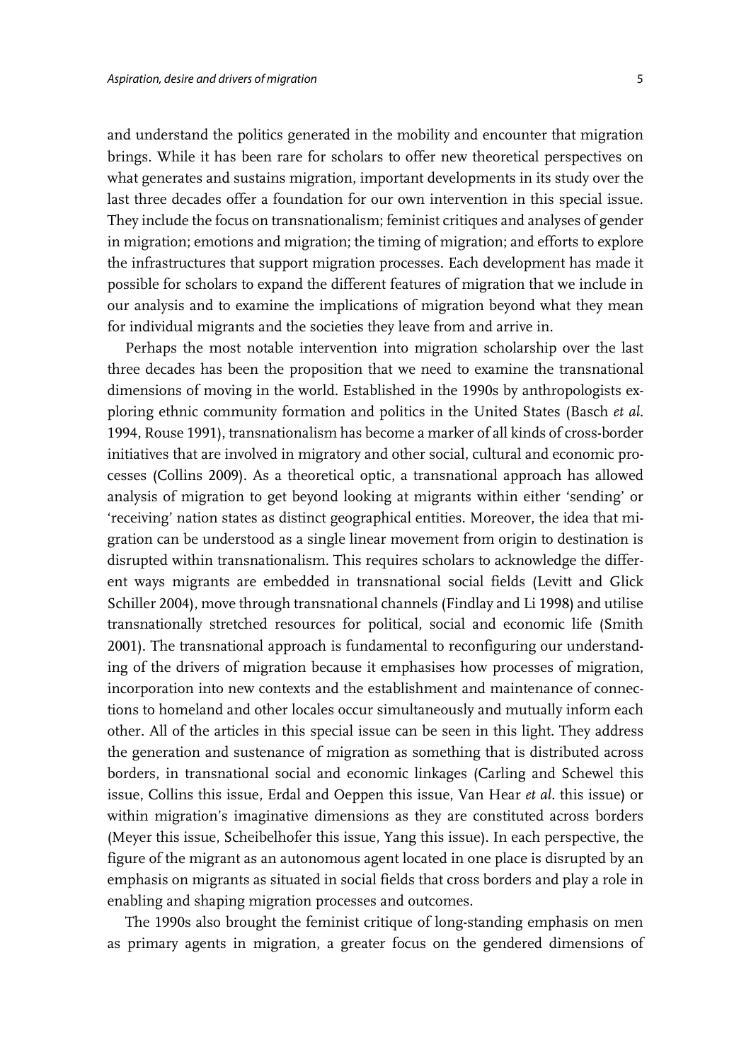and understand the politics generated in the mobility and encounter that migration brings. While it has been rare for scholars to offer new theoretical perspectives on what generates and sustains migration, important developments in its study over the last three decades offer a foundation for our own intervention in this special issue. They include the focus on transnationalism; feminist critiques and analyses of gender in migration; emotions and migration; the timing of migration; and efforts to explore the infrastructures that support migration processes. Each development has made it possible for scholars to expand the different features of migration that we include in our analysis and to examine the implications of migration beyond what they mean for individual migrants and the societies they leave from and arrive in.

Perhaps the most notable intervention into migration scholarship over the last three decades has been the proposition that we need to examine the transnational dimensions of moving in the world. Established in the 1990s by anthropologists exploring ethnic community formation and politics in the United States (Basch *et al.* 1994, Rouse 1991), transnationalism has become a marker of all kinds of cross-border initiatives that are involved in migratory and other social, cultural and economic processes (Collins 2009). As a theoretical optic, a transnational approach has allowed analysis of migration to get beyond looking at migrants within either 'sending' or 'receiving' nation states as distinct geographical entities. Moreover, the idea that migration can be understood as a single linear movement from origin to destination is disrupted within transnationalism. This requires scholars to acknowledge the different ways migrants are embedded in transnational social fields (Levitt and Glick Schiller 2004), move through transnational channels (Findlay and Li 1998) and utilise transnationally stretched resources for political, social and economic life (Smith 2001). The transnational approach is fundamental to reconfiguring our understanding of the drivers of migration because it emphasises how processes of migration, incorporation into new contexts and the establishment and maintenance of connections to homeland and other locales occur simultaneously and mutually inform each other. All of the articles in this special issue can be seen in this light. They address the generation and sustenance of migration as something that is distributed across borders, in transnational social and economic linkages (Carling and Schewel this issue, Collins this issue, Erdal and Oeppen this issue, Van Hear *et al.* this issue) or within migration's imaginative dimensions as they are constituted across borders (Meyer this issue, Scheibelhofer this issue, Yang this issue). In each perspective, the figure of the migrant as an autonomous agent located in one place is disrupted by an emphasis on migrants as situated in social fields that cross borders and play a role in enabling and shaping migration processes and outcomes.

The 1990s also brought the feminist critique of long-standing emphasis on men as primary agents in migration, a greater focus on the gendered dimensions of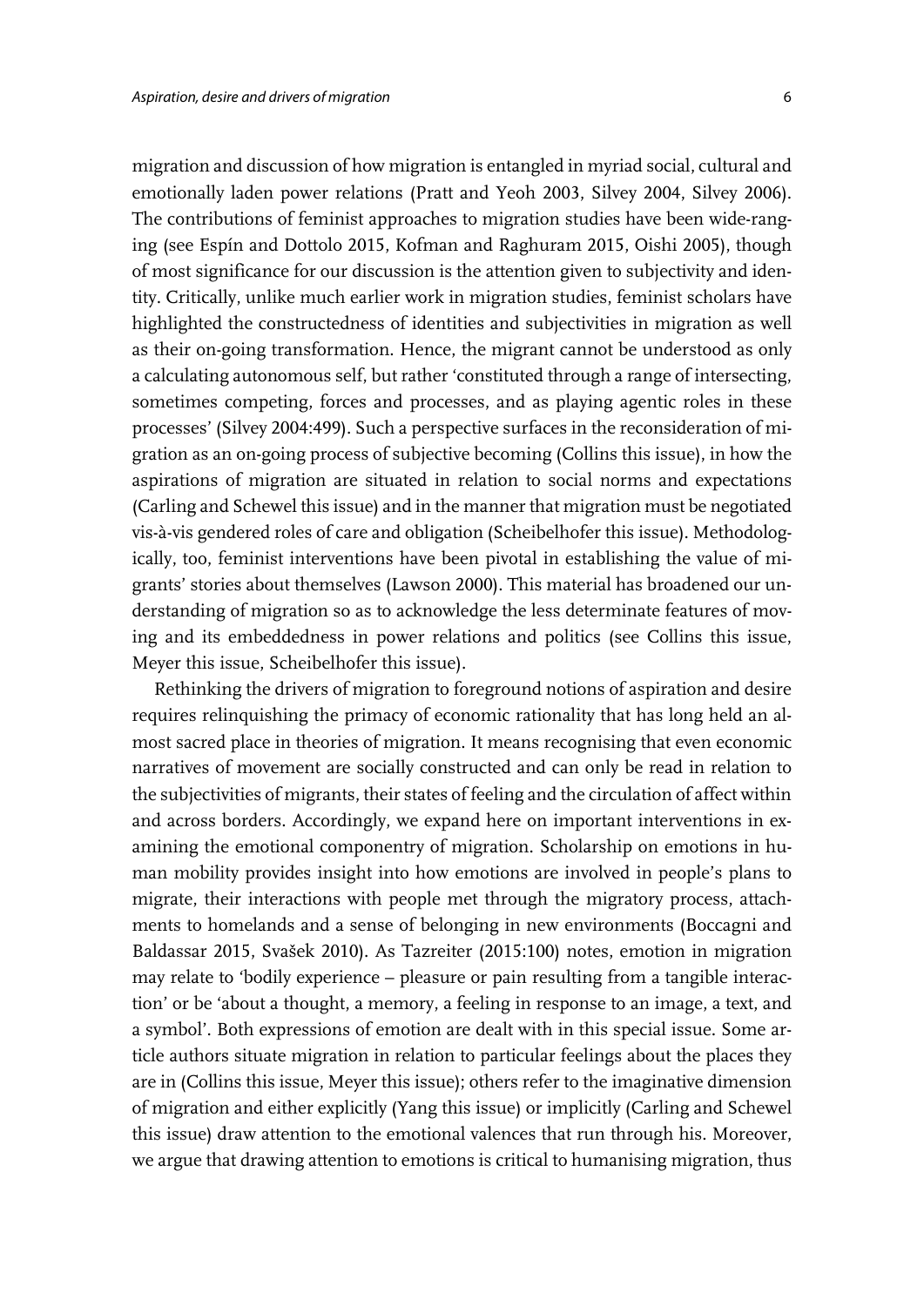migration and discussion of how migration is entangled in myriad social, cultural and emotionally laden power relations (Pratt and Yeoh 2003, Silvey 2004, Silvey 2006). The contributions of feminist approaches to migration studies have been wide-ranging (see Espín and Dottolo 2015, Kofman and Raghuram 2015, Oishi 2005), though of most significance for our discussion is the attention given to subjectivity and identity. Critically, unlike much earlier work in migration studies, feminist scholars have highlighted the constructedness of identities and subjectivities in migration as well as their on-going transformation. Hence, the migrant cannot be understood as only a calculating autonomous self, but rather 'constituted through a range of intersecting, sometimes competing, forces and processes, and as playing agentic roles in these processes' (Silvey 2004:499). Such a perspective surfaces in the reconsideration of migration as an on-going process of subjective becoming (Collins this issue), in how the aspirations of migration are situated in relation to social norms and expectations (Carling and Schewel this issue) and in the manner that migration must be negotiated vis-à-vis gendered roles of care and obligation (Scheibelhofer this issue). Methodologically, too, feminist interventions have been pivotal in establishing the value of migrants' stories about themselves (Lawson 2000). This material has broadened our understanding of migration so as to acknowledge the less determinate features of moving and its embeddedness in power relations and politics (see Collins this issue, Meyer this issue, Scheibelhofer this issue).

Rethinking the drivers of migration to foreground notions of aspiration and desire requires relinquishing the primacy of economic rationality that has long held an almost sacred place in theories of migration. It means recognising that even economic narratives of movement are socially constructed and can only be read in relation to the subjectivities of migrants, their states of feeling and the circulation of affect within and across borders. Accordingly, we expand here on important interventions in examining the emotional componentry of migration. Scholarship on emotions in human mobility provides insight into how emotions are involved in people's plans to migrate, their interactions with people met through the migratory process, attachments to homelands and a sense of belonging in new environments (Boccagni and Baldassar 2015, Svašek 2010). As Tazreiter (2015:100) notes, emotion in migration may relate to 'bodily experience – pleasure or pain resulting from a tangible interaction' or be 'about a thought, a memory, a feeling in response to an image, a text, and a symbol'. Both expressions of emotion are dealt with in this special issue. Some article authors situate migration in relation to particular feelings about the places they are in (Collins this issue, Meyer this issue); others refer to the imaginative dimension of migration and either explicitly (Yang this issue) or implicitly (Carling and Schewel this issue) draw attention to the emotional valences that run through his. Moreover, we argue that drawing attention to emotions is critical to humanising migration, thus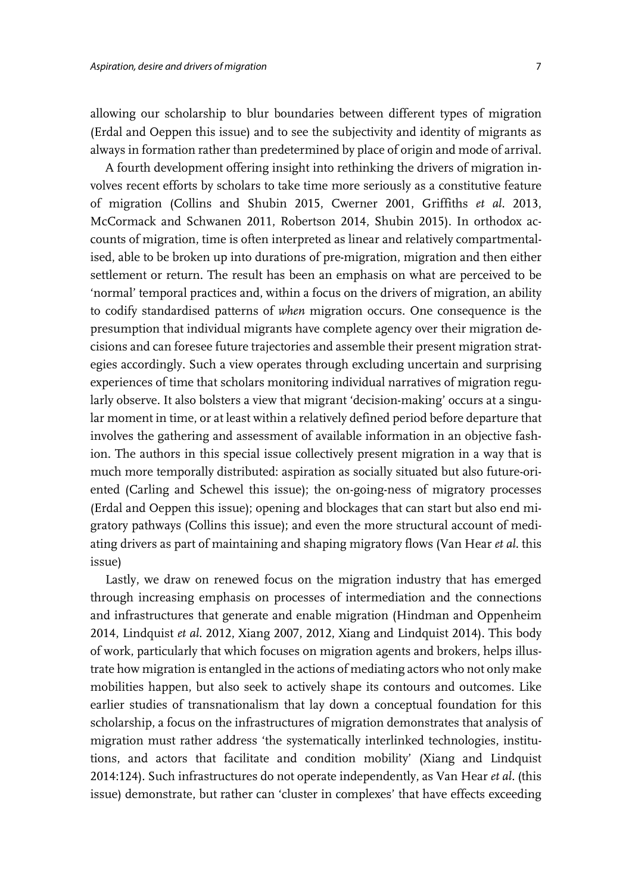allowing our scholarship to blur boundaries between different types of migration (Erdal and Oeppen this issue) and to see the subjectivity and identity of migrants as always in formation rather than predetermined by place of origin and mode of arrival.

A fourth development offering insight into rethinking the drivers of migration involves recent efforts by scholars to take time more seriously as a constitutive feature of migration (Collins and Shubin 2015, Cwerner 2001, Griffiths *et al.* 2013, McCormack and Schwanen 2011, Robertson 2014, Shubin 2015). In orthodox accounts of migration, time is often interpreted as linear and relatively compartmentalised, able to be broken up into durations of pre-migration, migration and then either settlement or return. The result has been an emphasis on what are perceived to be 'normal' temporal practices and, within a focus on the drivers of migration, an ability to codify standardised patterns of *when* migration occurs. One consequence is the presumption that individual migrants have complete agency over their migration decisions and can foresee future trajectories and assemble their present migration strategies accordingly. Such a view operates through excluding uncertain and surprising experiences of time that scholars monitoring individual narratives of migration regularly observe. It also bolsters a view that migrant 'decision-making' occurs at a singular moment in time, or at least within a relatively defined period before departure that involves the gathering and assessment of available information in an objective fashion. The authors in this special issue collectively present migration in a way that is much more temporally distributed: aspiration as socially situated but also future-oriented (Carling and Schewel this issue); the on-going-ness of migratory processes (Erdal and Oeppen this issue); opening and blockages that can start but also end migratory pathways (Collins this issue); and even the more structural account of mediating drivers as part of maintaining and shaping migratory flows (Van Hear *et al.* this issue)

Lastly, we draw on renewed focus on the migration industry that has emerged through increasing emphasis on processes of intermediation and the connections and infrastructures that generate and enable migration (Hindman and Oppenheim 2014, Lindquist *et al.* 2012, Xiang 2007, 2012, Xiang and Lindquist 2014). This body of work, particularly that which focuses on migration agents and brokers, helps illustrate how migration is entangled in the actions of mediating actors who not only make mobilities happen, but also seek to actively shape its contours and outcomes. Like earlier studies of transnationalism that lay down a conceptual foundation for this scholarship, a focus on the infrastructures of migration demonstrates that analysis of migration must rather address 'the systematically interlinked technologies, institutions, and actors that facilitate and condition mobility' (Xiang and Lindquist 2014:124). Such infrastructures do not operate independently, as Van Hear *et al.* (this issue) demonstrate, but rather can 'cluster in complexes' that have effects exceeding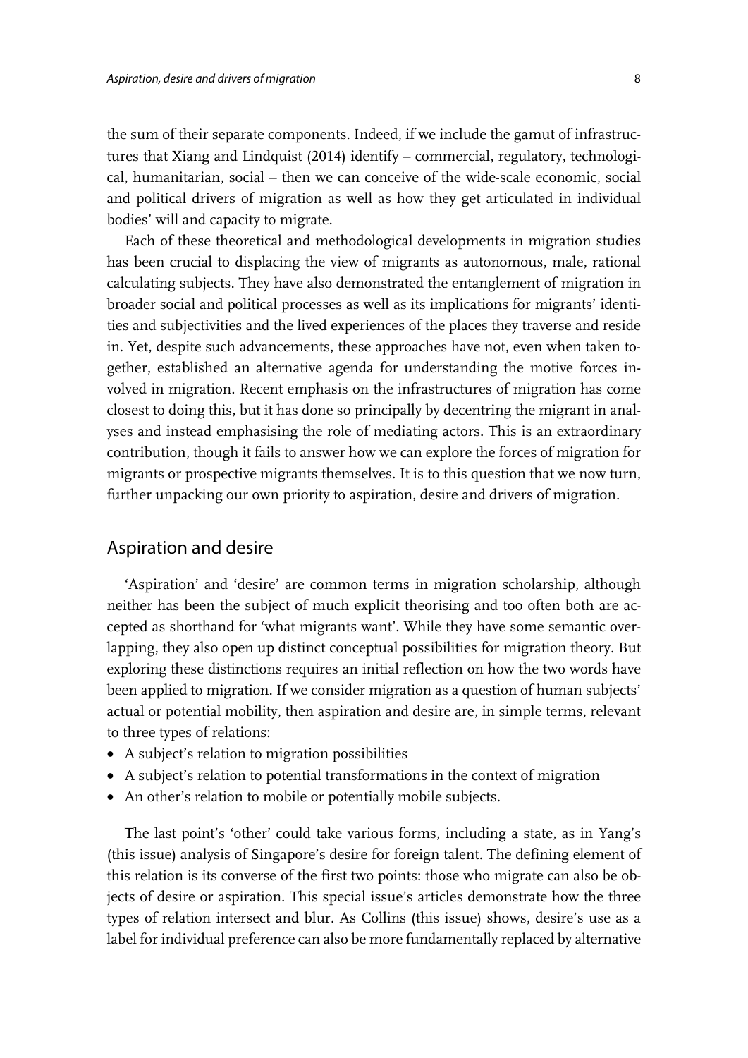the sum of their separate components. Indeed, if we include the gamut of infrastructures that Xiang and Lindquist (2014) identify – commercial, regulatory, technological, humanitarian, social – then we can conceive of the wide-scale economic, social and political drivers of migration as well as how they get articulated in individual bodies' will and capacity to migrate.

Each of these theoretical and methodological developments in migration studies has been crucial to displacing the view of migrants as autonomous, male, rational calculating subjects. They have also demonstrated the entanglement of migration in broader social and political processes as well as its implications for migrants' identities and subjectivities and the lived experiences of the places they traverse and reside in. Yet, despite such advancements, these approaches have not, even when taken together, established an alternative agenda for understanding the motive forces involved in migration. Recent emphasis on the infrastructures of migration has come closest to doing this, but it has done so principally by decentring the migrant in analyses and instead emphasising the role of mediating actors. This is an extraordinary contribution, though it fails to answer how we can explore the forces of migration for migrants or prospective migrants themselves. It is to this question that we now turn, further unpacking our own priority to aspiration, desire and drivers of migration.

## Aspiration and desire

'Aspiration' and 'desire' are common terms in migration scholarship, although neither has been the subject of much explicit theorising and too often both are accepted as shorthand for 'what migrants want'. While they have some semantic overlapping, they also open up distinct conceptual possibilities for migration theory. But exploring these distinctions requires an initial reflection on how the two words have been applied to migration. If we consider migration as a question of human subjects' actual or potential mobility, then aspiration and desire are, in simple terms, relevant to three types of relations:

- A subject's relation to migration possibilities
- A subject's relation to potential transformations in the context of migration
- An other's relation to mobile or potentially mobile subjects.

The last point's 'other' could take various forms, including a state, as in Yang's (this issue) analysis of Singapore's desire for foreign talent. The defining element of this relation is its converse of the first two points: those who migrate can also be objects of desire or aspiration. This special issue's articles demonstrate how the three types of relation intersect and blur. As Collins (this issue) shows, desire's use as a label for individual preference can also be more fundamentally replaced by alternative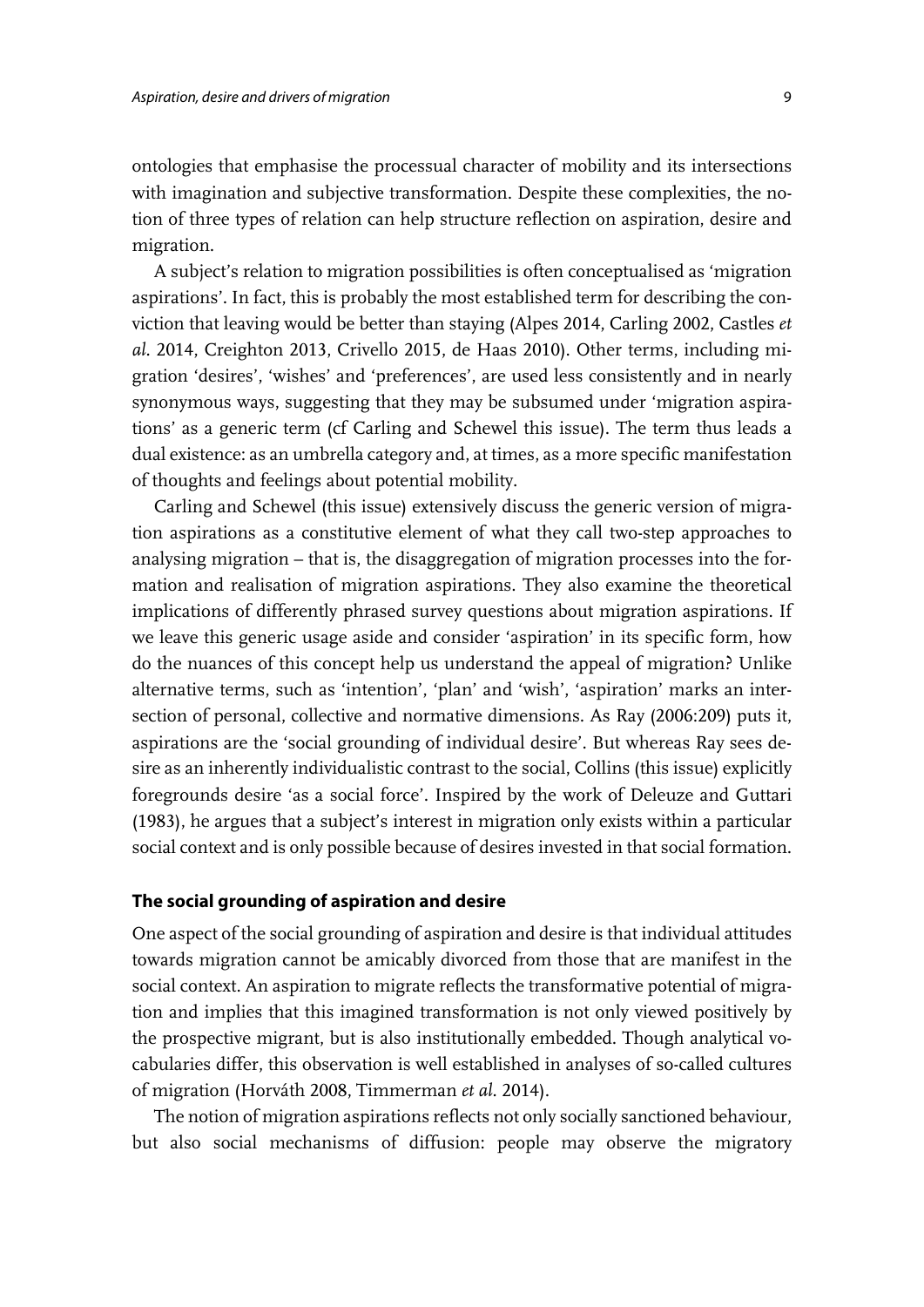ontologies that emphasise the processual character of mobility and its intersections with imagination and subjective transformation. Despite these complexities, the notion of three types of relation can help structure reflection on aspiration, desire and migration.

A subject's relation to migration possibilities is often conceptualised as 'migration aspirations'. In fact, this is probably the most established term for describing the conviction that leaving would be better than staying (Alpes 2014, Carling 2002, Castles *et al.* 2014, Creighton 2013, Crivello 2015, de Haas 2010). Other terms, including migration 'desires', 'wishes' and 'preferences', are used less consistently and in nearly synonymous ways, suggesting that they may be subsumed under 'migration aspirations' as a generic term (cf Carling and Schewel this issue). The term thus leads a dual existence: as an umbrella category and, at times, as a more specific manifestation of thoughts and feelings about potential mobility.

Carling and Schewel (this issue) extensively discuss the generic version of migration aspirations as a constitutive element of what they call two-step approaches to analysing migration – that is, the disaggregation of migration processes into the formation and realisation of migration aspirations. They also examine the theoretical implications of differently phrased survey questions about migration aspirations. If we leave this generic usage aside and consider 'aspiration' in its specific form, how do the nuances of this concept help us understand the appeal of migration? Unlike alternative terms, such as 'intention', 'plan' and 'wish', 'aspiration' marks an intersection of personal, collective and normative dimensions. As Ray (2006:209) puts it, aspirations are the 'social grounding of individual desire'. But whereas Ray sees desire as an inherently individualistic contrast to the social, Collins (this issue) explicitly foregrounds desire 'as a social force'. Inspired by the work of Deleuze and Guttari (1983), he argues that a subject's interest in migration only exists within a particular social context and is only possible because of desires invested in that social formation.

## The social grounding of aspiration and desire

One aspect of the social grounding of aspiration and desire is that individual attitudes towards migration cannot be amicably divorced from those that are manifest in the social context. An aspiration to migrate reflects the transformative potential of migration and implies that this imagined transformation is not only viewed positively by the prospective migrant, but is also institutionally embedded. Though analytical vocabularies differ, this observation is well established in analyses of so-called cultures of migration (Horváth 2008, Timmerman *et al.* 2014).

The notion of migration aspirations reflects not only socially sanctioned behaviour, but also social mechanisms of diffusion: people may observe the migratory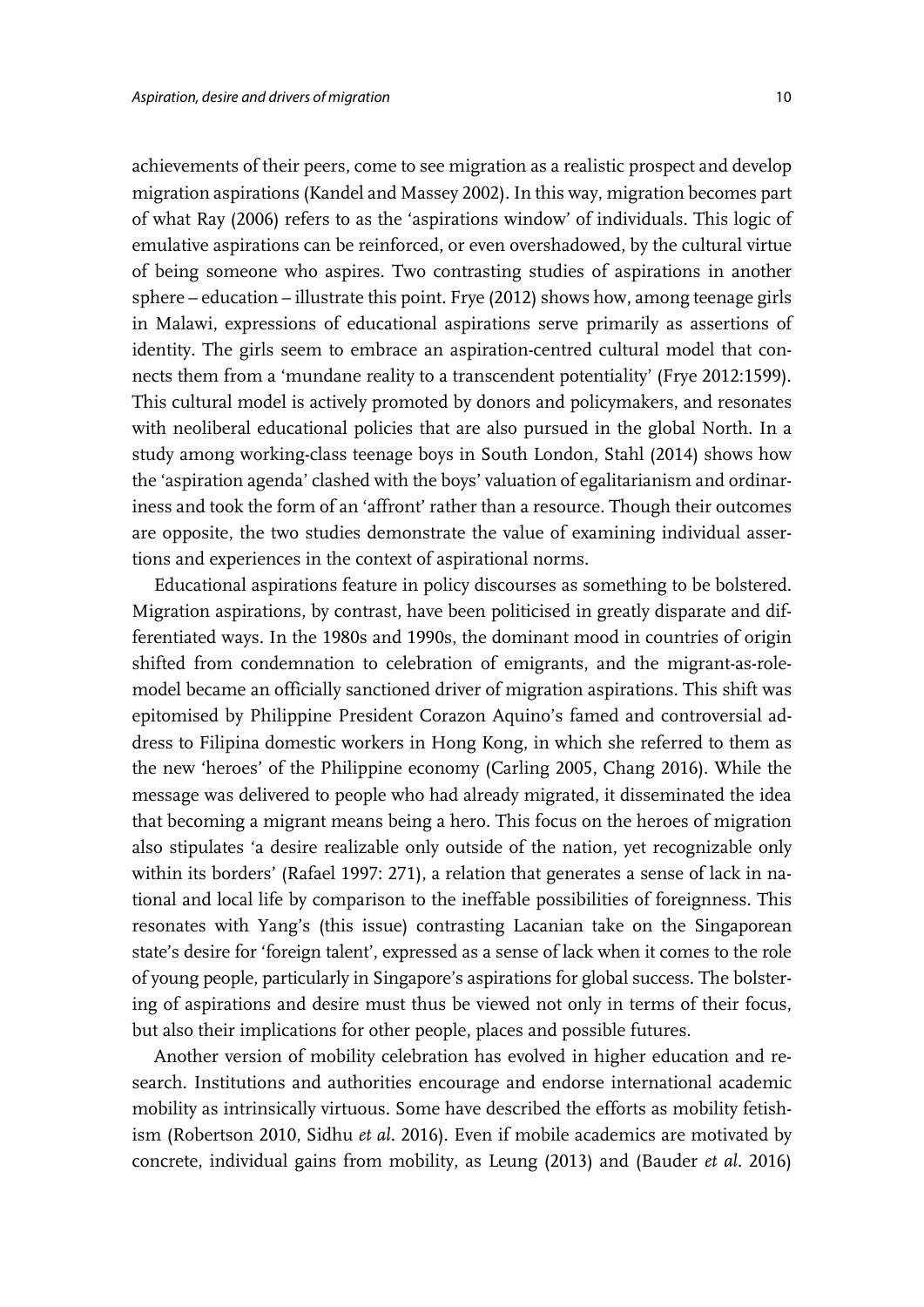achievements of their peers, come to see migration as a realistic prospect and develop migration aspirations (Kandel and Massey 2002). In this way, migration becomes part of what Ray (2006) refers to as the 'aspirations window' of individuals. This logic of emulative aspirations can be reinforced, or even overshadowed, by the cultural virtue of being someone who aspires. Two contrasting studies of aspirations in another sphere – education – illustrate this point. Frye (2012) shows how, among teenage girls in Malawi, expressions of educational aspirations serve primarily as assertions of identity. The girls seem to embrace an aspiration-centred cultural model that connects them from a 'mundane reality to a transcendent potentiality' (Frye 2012:1599). This cultural model is actively promoted by donors and policymakers, and resonates with neoliberal educational policies that are also pursued in the global North. In a study among working-class teenage boys in South London, Stahl (2014) shows how the 'aspiration agenda' clashed with the boys' valuation of egalitarianism and ordinariness and took the form of an 'affront' rather than a resource. Though their outcomes are opposite, the two studies demonstrate the value of examining individual assertions and experiences in the context of aspirational norms.

Educational aspirations feature in policy discourses as something to be bolstered. Migration aspirations, by contrast, have been politicised in greatly disparate and differentiated ways. In the 1980s and 1990s, the dominant mood in countries of origin shifted from condemnation to celebration of emigrants, and the migrant-as-role-model became an officially sanctioned driver of migration aspirations. This shift was epitomised by Philippine President Corazon Aquino's famed and controversial address to Filipina domestic workers in Hong Kong, in which she referred to them as the new 'heroes' of the Philippine economy (Carling 2005, Chang 2016). While the message was delivered to people who had already migrated, it disseminated the idea that becoming a migrant means being a hero. This focus on the heroes of migration also stipulates 'a desire realizable only outside of the nation, yet recognizable only within its borders' (Rafael 1997: 271), a relation that generates a sense of lack in national and local life by comparison to the ineffable possibilities of foreignness. This resonates with Yang's (this issue) contrasting Lacanian take on the Singaporean state's desire for 'foreign talent', expressed as a sense of lack when it comes to the role of young people, particularly in Singapore's aspirations for global success. The bolstering of aspirations and desire must thus be viewed not only in terms of their focus, but also their implications for other people, places and possible futures.

Another version of mobility celebration has evolved in higher education and research. Institutions and authorities encourage and endorse international academic mobility as intrinsically virtuous. Some have described the efforts as mobility fetishism (Robertson 2010, Sidhu *et al*. 2016). Even if mobile academics are motivated by concrete, individual gains from mobility, as Leung (2013) and (Bauder *et al*. 2016)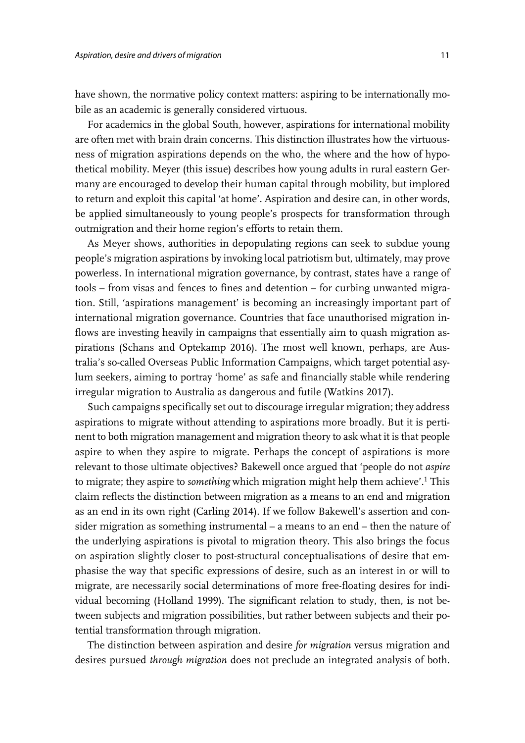have shown, the normative policy context matters: aspiring to be internationally mobile as an academic is generally considered virtuous.

For academics in the global South, however, aspirations for international mobility are often met with brain drain concerns. This distinction illustrates how the virtuousness of migration aspirations depends on the who, the where and the how of hypothetical mobility. Meyer (this issue) describes how young adults in rural eastern Germany are encouraged to develop their human capital through mobility, but implored to return and exploit this capital 'at home'. Aspiration and desire can, in other words, be applied simultaneously to young people's prospects for transformation through outmigration and their home region's efforts to retain them.

As Meyer shows, authorities in depopulating regions can seek to subdue young people's migration aspirations by invoking local patriotism but, ultimately, may prove powerless. In international migration governance, by contrast, states have a range of tools – from visas and fences to fines and detention – for curbing unwanted migration. Still, 'aspirations management' is becoming an increasingly important part of international migration governance. Countries that face unauthorised migration inflows are investing heavily in campaigns that essentially aim to quash migration aspirations (Schans and Optekamp 2016). The most well known, perhaps, are Australia's so-called Overseas Public Information Campaigns, which target potential asylum seekers, aiming to portray 'home' as safe and financially stable while rendering irregular migration to Australia as dangerous and futile (Watkins 2017).

Such campaigns specifically set out to discourage irregular migration; they address aspirations to migrate without attending to aspirations more broadly. But it is pertinent to both migration management and migration theory to ask what it is that people aspire to when they aspire to migrate. Perhaps the concept of aspirations is more relevant to those ultimate objectives? Bakewell once argued that 'people do not *aspire* to migrate; they aspire to *something* which migration might help them achieve'.[1] This claim reflects the distinction between migration as a means to an end and migration as an end in its own right (Carling 2014). If we follow Bakewell's assertion and consider migration as something instrumental – a means to an end – then the nature of the underlying aspirations is pivotal to migration theory. This also brings the focus on aspiration slightly closer to post-structural conceptualisations of desire that emphasise the way that specific expressions of desire, such as an interest in or will to migrate, are necessarily social determinations of more free-floating desires for individual becoming (Holland 1999). The significant relation to study, then, is not between subjects and migration possibilities, but rather between subjects and their potential transformation through migration.

The distinction between aspiration and desire *for migration* versus migration and desires pursued *through migration* does not preclude an integrated analysis of both.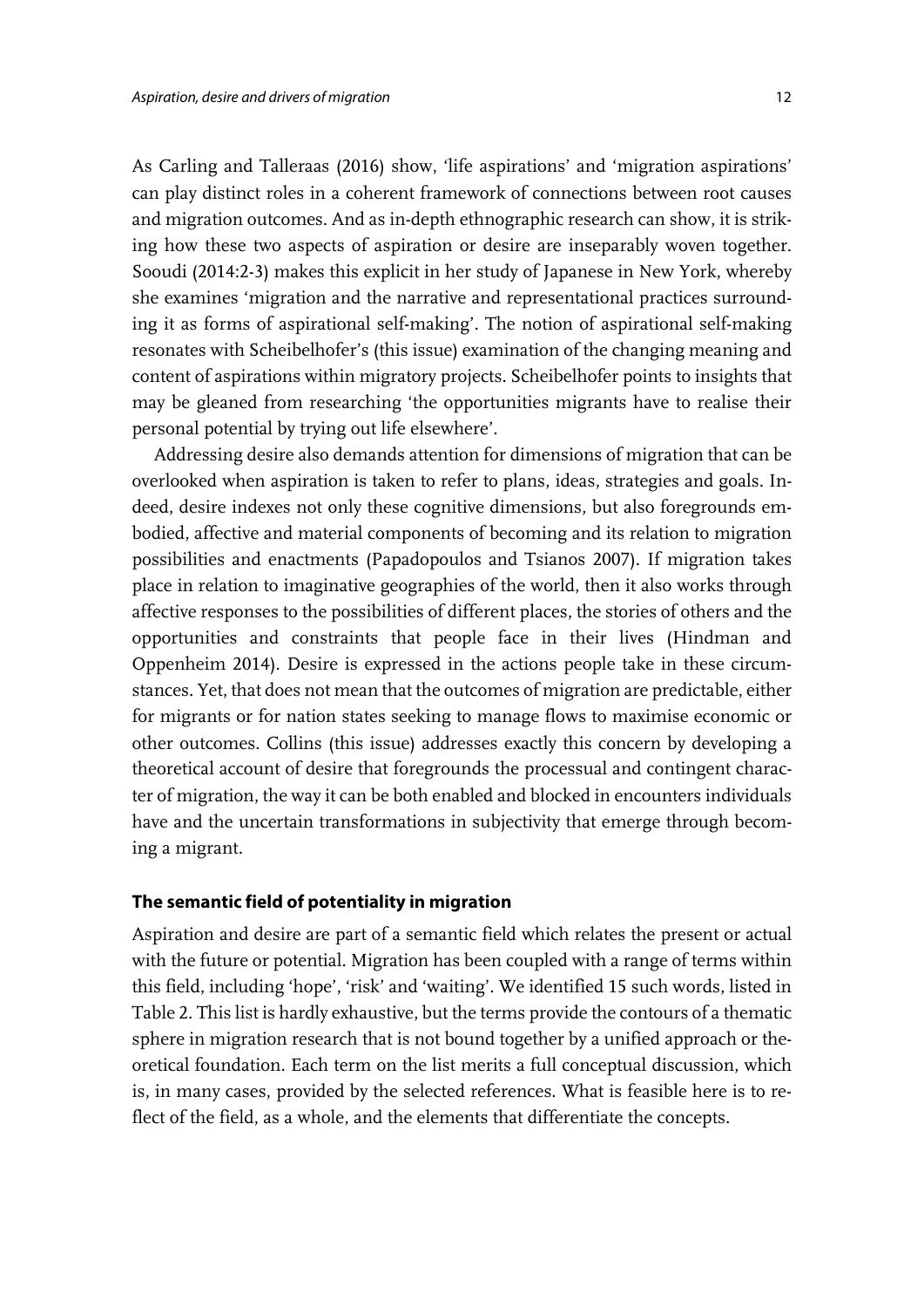As Carling and Talleraas (2016) show, 'life aspirations' and 'migration aspirations' can play distinct roles in a coherent framework of connections between root causes and migration outcomes. And as in-depth ethnographic research can show, it is striking how these two aspects of aspiration or desire are inseparably woven together. Sooudi (2014:2-3) makes this explicit in her study of Japanese in New York, whereby she examines 'migration and the narrative and representational practices surrounding it as forms of aspirational self-making'. The notion of aspirational self-making resonates with Scheibelhofer's (this issue) examination of the changing meaning and content of aspirations within migratory projects. Scheibelhofer points to insights that may be gleaned from researching 'the opportunities migrants have to realise their personal potential by trying out life elsewhere'.

Addressing desire also demands attention for dimensions of migration that can be overlooked when aspiration is taken to refer to plans, ideas, strategies and goals. Indeed, desire indexes not only these cognitive dimensions, but also foregrounds embodied, affective and material components of becoming and its relation to migration possibilities and enactments (Papadopoulos and Tsianos 2007). If migration takes place in relation to imaginative geographies of the world, then it also works through affective responses to the possibilities of different places, the stories of others and the opportunities and constraints that people face in their lives (Hindman and Oppenheim 2014). Desire is expressed in the actions people take in these circumstances. Yet, that does not mean that the outcomes of migration are predictable, either for migrants or for nation states seeking to manage flows to maximise economic or other outcomes. Collins (this issue) addresses exactly this concern by developing a theoretical account of desire that foregrounds the processual and contingent character of migration, the way it can be both enabled and blocked in encounters individuals have and the uncertain transformations in subjectivity that emerge through becoming a migrant.

## The semantic field of potentiality in migration

Aspiration and desire are part of a semantic field which relates the present or actual with the future or potential. Migration has been coupled with a range of terms within this field, including 'hope', 'risk' and 'waiting'. We identified 15 such words, listed in Table 2. This list is hardly exhaustive, but the terms provide the contours of a thematic sphere in migration research that is not bound together by a unified approach or theoretical foundation. Each term on the list merits a full conceptual discussion, which is, in many cases, provided by the selected references. What is feasible here is to reflect of the field, as a whole, and the elements that differentiate the concepts.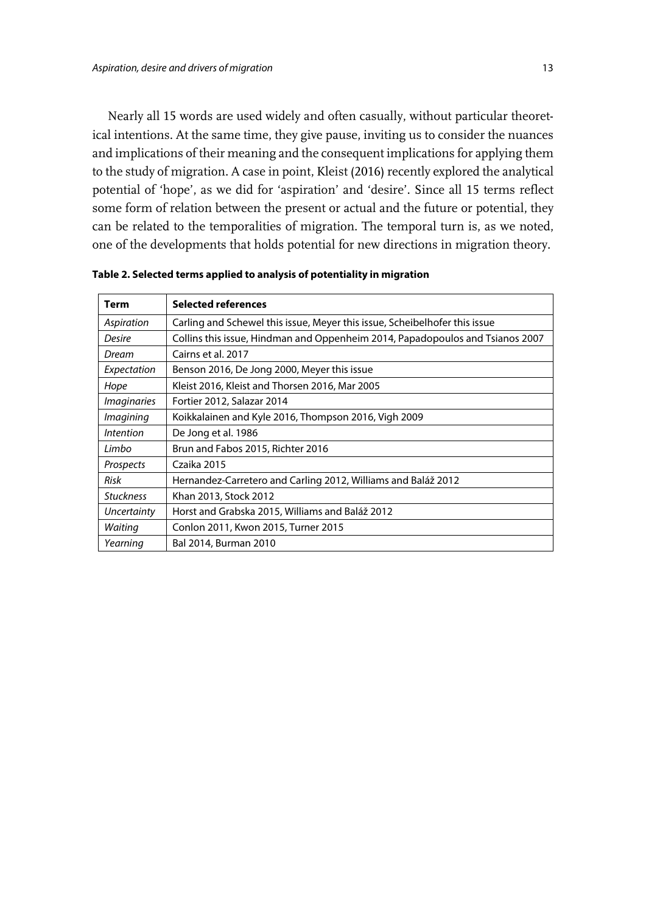Nearly all 15 words are used widely and often casually, without particular theoretical intentions. At the same time, they give pause, inviting us to consider the nuances and implications of their meaning and the consequent implications for applying them to the study of migration. A case in point, Kleist (2016) recently explored the analytical potential of 'hope', as we did for 'aspiration' and 'desire'. Since all 15 terms reflect some form of relation between the present or actual and the future or potential, they can be related to the temporalities of migration. The temporal turn is, as we noted, one of the developments that holds potential for new directions in migration theory.

**Table 2. Selected terms applied to analysis of potentiality in migration**

| Term | Selected references |
|---|---|
| *Aspiration* | Carling and Schewel this issue, Meyer this issue, Scheibelhofer this issue |
| *Desire* | Collins this issue, Hindman and Oppenheim 2014, Papadopoulos and Tsianos 2007 |
| *Dream* | Cairns et al. 2017 |
| *Expectation* | Benson 2016, De Jong 2000, Meyer this issue |
| *Hope* | Kleist 2016, Kleist and Thorsen 2016, Mar 2005 |
| *Imaginaries* | Fortier 2012, Salazar 2014 |
| *Imagining* | Koikkalainen and Kyle 2016, Thompson 2016, Vigh 2009 |
| *Intention* | De Jong et al. 1986 |
| *Limbo* | Brun and Fabos 2015, Richter 2016 |
| *Prospects* | Czaika 2015 |
| *Risk* | Hernandez-Carretero and Carling 2012, Williams and Baláž 2012 |
| *Stuckness* | Khan 2013, Stock 2012 |
| *Uncertainty* | Horst and Grabska 2015, Williams and Baláž 2012 |
| *Waiting* | Conlon 2011, Kwon 2015, Turner 2015 |
| *Yearning* | Bal 2014, Burman 2010 |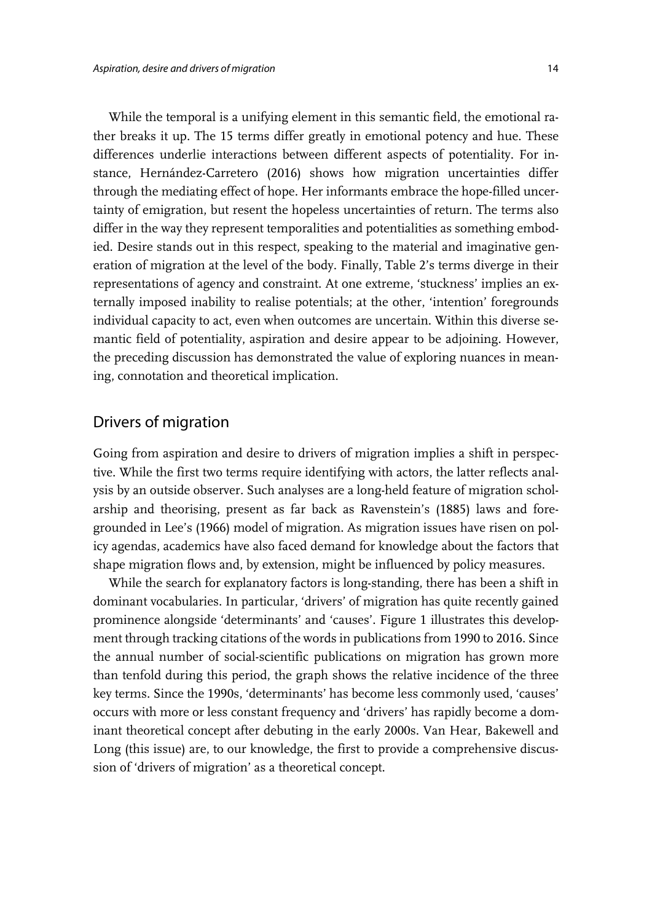While the temporal is a unifying element in this semantic field, the emotional rather breaks it up. The 15 terms differ greatly in emotional potency and hue. These differences underlie interactions between different aspects of potentiality. For instance, Hernández-Carretero (2016) shows how migration uncertainties differ through the mediating effect of hope. Her informants embrace the hope-filled uncertainty of emigration, but resent the hopeless uncertainties of return. The terms also differ in the way they represent temporalities and potentialities as something embodied. Desire stands out in this respect, speaking to the material and imaginative generation of migration at the level of the body. Finally, Table 2's terms diverge in their representations of agency and constraint. At one extreme, 'stuckness' implies an externally imposed inability to realise potentials; at the other, 'intention' foregrounds individual capacity to act, even when outcomes are uncertain. Within this diverse semantic field of potentiality, aspiration and desire appear to be adjoining. However, the preceding discussion has demonstrated the value of exploring nuances in meaning, connotation and theoretical implication.

## Drivers of migration

Going from aspiration and desire to drivers of migration implies a shift in perspective. While the first two terms require identifying with actors, the latter reflects analysis by an outside observer. Such analyses are a long-held feature of migration scholarship and theorising, present as far back as Ravenstein's (1885) laws and foregrounded in Lee's (1966) model of migration. As migration issues have risen on policy agendas, academics have also faced demand for knowledge about the factors that shape migration flows and, by extension, might be influenced by policy measures.

While the search for explanatory factors is long-standing, there has been a shift in dominant vocabularies. In particular, 'drivers' of migration has quite recently gained prominence alongside 'determinants' and 'causes'. Figure 1 illustrates this development through tracking citations of the words in publications from 1990 to 2016. Since the annual number of social-scientific publications on migration has grown more than tenfold during this period, the graph shows the relative incidence of the three key terms. Since the 1990s, 'determinants' has become less commonly used, 'causes' occurs with more or less constant frequency and 'drivers' has rapidly become a dominant theoretical concept after debuting in the early 2000s. Van Hear, Bakewell and Long (this issue) are, to our knowledge, the first to provide a comprehensive discussion of 'drivers of migration' as a theoretical concept.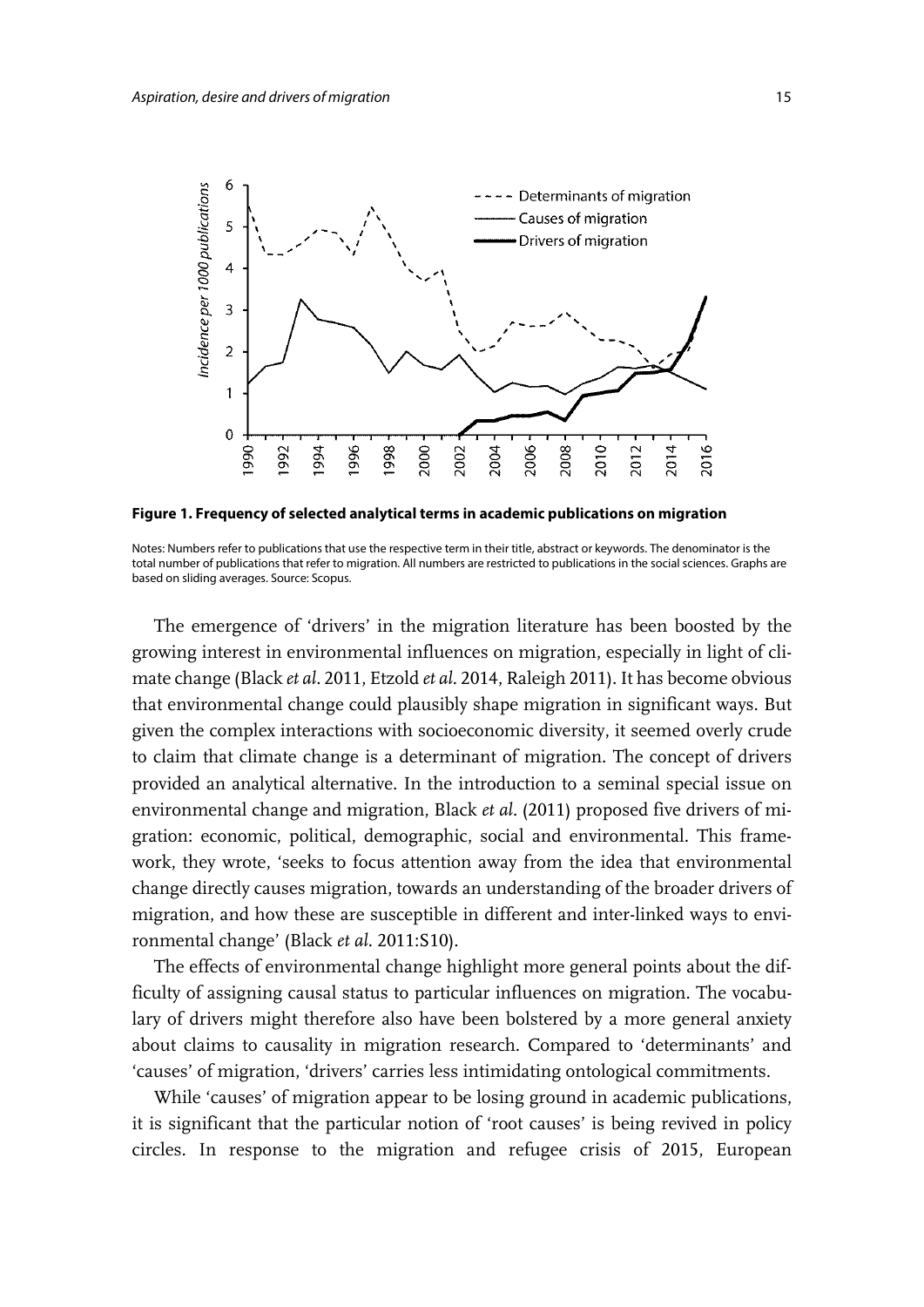**Figure 1. Frequency of selected analytical terms in academic publications on migration**

Notes: Numbers refer to publications that use the respective term in their title, abstract or keywords. The denominator is the total number of publications that refer to migration. All numbers are restricted to publications in the social sciences. Graphs are based on sliding averages. Source: Scopus.

The emergence of 'drivers' in the migration literature has been boosted by the growing interest in environmental influences on migration, especially in light of climate change (Black *et al*. 2011, Etzold *et al*. 2014, Raleigh 2011). It has become obvious that environmental change could plausibly shape migration in significant ways. But given the complex interactions with socioeconomic diversity, it seemed overly crude to claim that climate change is a determinant of migration. The concept of drivers provided an analytical alternative. In the introduction to a seminal special issue on environmental change and migration, Black *et al*. (2011) proposed five drivers of migration: economic, political, demographic, social and environmental. This framework, they wrote, 'seeks to focus attention away from the idea that environmental change directly causes migration, towards an understanding of the broader drivers of migration, and how these are susceptible in different and inter-linked ways to environmental change' (Black *et al*. 2011:S10).

The effects of environmental change highlight more general points about the difficulty of assigning causal status to particular influences on migration. The vocabulary of drivers might therefore also have been bolstered by a more general anxiety about claims to causality in migration research. Compared to 'determinants' and 'causes' of migration, 'drivers' carries less intimidating ontological commitments.

While 'causes' of migration appear to be losing ground in academic publications, it is significant that the particular notion of 'root causes' is being revived in policy circles. In response to the migration and refugee crisis of 2015, European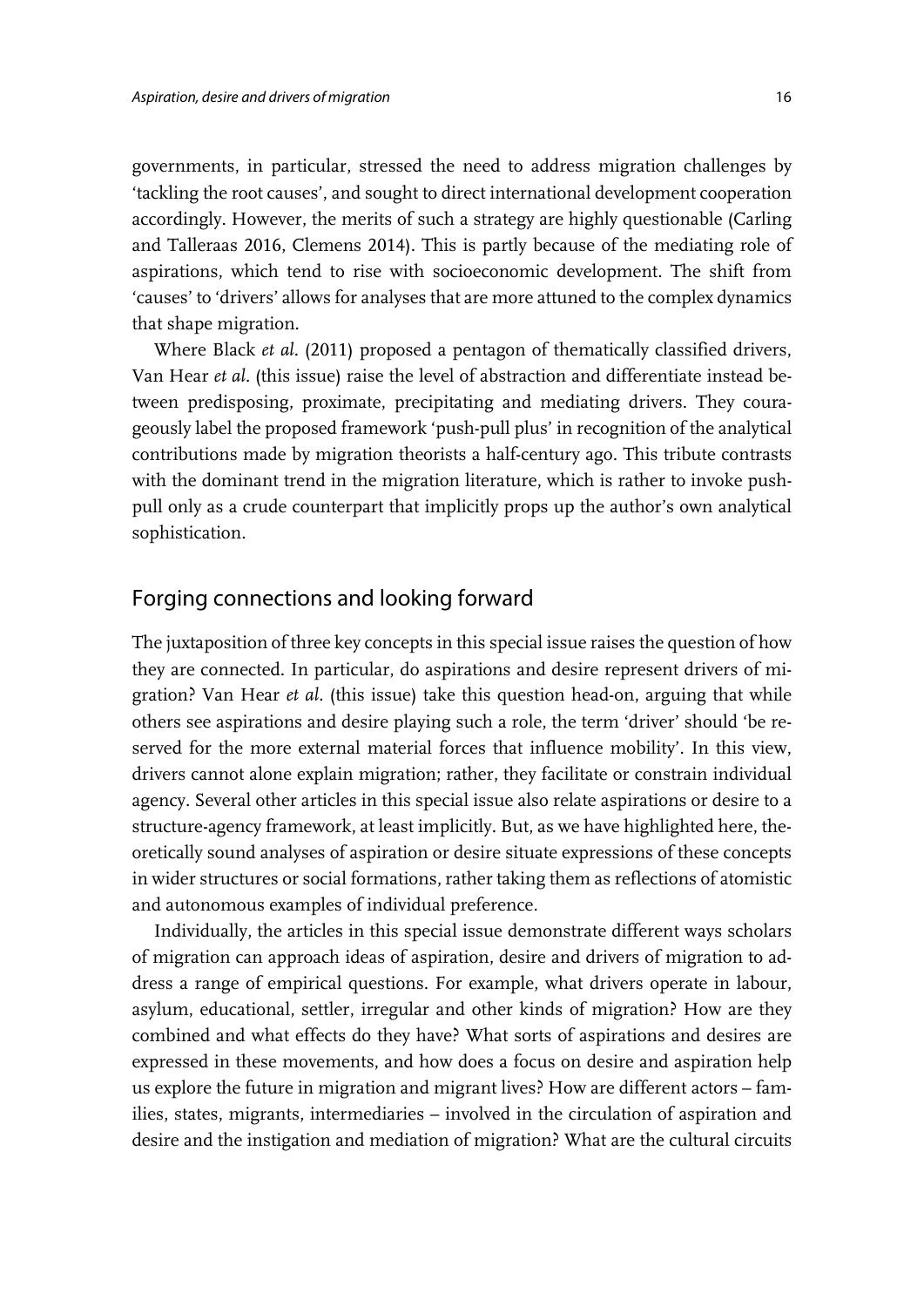governments, in particular, stressed the need to address migration challenges by 'tackling the root causes', and sought to direct international development cooperation accordingly. However, the merits of such a strategy are highly questionable (Carling and Talleraas 2016, Clemens 2014). This is partly because of the mediating role of aspirations, which tend to rise with socioeconomic development. The shift from 'causes' to 'drivers' allows for analyses that are more attuned to the complex dynamics that shape migration.

Where Black *et al*. (2011) proposed a pentagon of thematically classified drivers, Van Hear *et al*. (this issue) raise the level of abstraction and differentiate instead between predisposing, proximate, precipitating and mediating drivers. They courageously label the proposed framework 'push-pull plus' in recognition of the analytical contributions made by migration theorists a half-century ago. This tribute contrasts with the dominant trend in the migration literature, which is rather to invoke push-pull only as a crude counterpart that implicitly props up the author's own analytical sophistication.

## Forging connections and looking forward

The juxtaposition of three key concepts in this special issue raises the question of how they are connected. In particular, do aspirations and desire represent drivers of migration? Van Hear *et al*. (this issue) take this question head-on, arguing that while others see aspirations and desire playing such a role, the term 'driver' should 'be reserved for the more external material forces that influence mobility'. In this view, drivers cannot alone explain migration; rather, they facilitate or constrain individual agency. Several other articles in this special issue also relate aspirations or desire to a structure-agency framework, at least implicitly. But, as we have highlighted here, theoretically sound analyses of aspiration or desire situate expressions of these concepts in wider structures or social formations, rather taking them as reflections of atomistic and autonomous examples of individual preference.

Individually, the articles in this special issue demonstrate different ways scholars of migration can approach ideas of aspiration, desire and drivers of migration to address a range of empirical questions. For example, what drivers operate in labour, asylum, educational, settler, irregular and other kinds of migration? How are they combined and what effects do they have? What sorts of aspirations and desires are expressed in these movements, and how does a focus on desire and aspiration help us explore the future in migration and migrant lives? How are different actors – families, states, migrants, intermediaries – involved in the circulation of aspiration and desire and the instigation and mediation of migration? What are the cultural circuits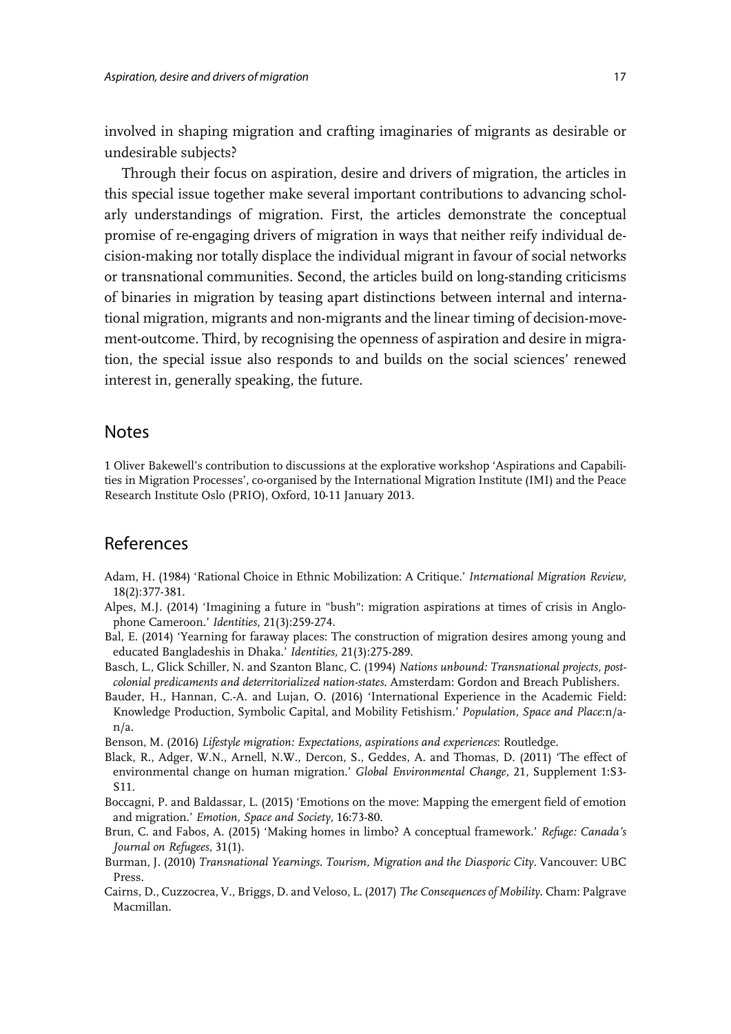involved in shaping migration and crafting imaginaries of migrants as desirable or undesirable subjects?

Through their focus on aspiration, desire and drivers of migration, the articles in this special issue together make several important contributions to advancing scholarly understandings of migration. First, the articles demonstrate the conceptual promise of re-engaging drivers of migration in ways that neither reify individual decision-making nor totally displace the individual migrant in favour of social networks or transnational communities. Second, the articles build on long-standing criticisms of binaries in migration by teasing apart distinctions between internal and international migration, migrants and non-migrants and the linear timing of decision-movement-outcome. Third, by recognising the openness of aspiration and desire in migration, the special issue also responds to and builds on the social sciences' renewed interest in, generally speaking, the future.

## Notes

1 Oliver Bakewell's contribution to discussions at the explorative workshop 'Aspirations and Capabilities in Migration Processes', co-organised by the International Migration Institute (IMI) and the Peace Research Institute Oslo (PRIO), Oxford, 10-11 January 2013.

## References

Adam, H. (1984) 'Rational Choice in Ethnic Mobilization: A Critique.' *International Migration Review,* 18(2):377-381.

Alpes, M.J. (2014) 'Imagining a future in "bush": migration aspirations at times of crisis in Anglophone Cameroon.' *Identities,* 21(3):259-274.

Bal, E. (2014) 'Yearning for faraway places: The construction of migration desires among young and educated Bangladeshis in Dhaka.' *Identities,* 21(3):275-289.

Basch, L., Glick Schiller, N. and Szanton Blanc, C. (1994) *Nations unbound: Transnational projects, postcolonial predicaments and deterritorialized nation-states*. Amsterdam: Gordon and Breach Publishers.

Bauder, H., Hannan, C.-A. and Lujan, O. (2016) 'International Experience in the Academic Field: Knowledge Production, Symbolic Capital, and Mobility Fetishism.' *Population, Space and Place*:n/a-n/a.

Benson, M. (2016) *Lifestyle migration: Expectations, aspirations and experiences*: Routledge.

Black, R., Adger, W.N., Arnell, N.W., Dercon, S., Geddes, A. and Thomas, D. (2011) 'The effect of environmental change on human migration.' *Global Environmental Change,* 21, Supplement 1:S3-S11.

Boccagni, P. and Baldassar, L. (2015) 'Emotions on the move: Mapping the emergent field of emotion and migration.' *Emotion, Space and Society,* 16:73-80.

Brun, C. and Fabos, A. (2015) 'Making homes in limbo? A conceptual framework.' *Refuge: Canada's Journal on Refugees,* 31(1).

Burman, J. (2010) *Transnational Yearnings. Tourism, Migration and the Diasporic City*. Vancouver: UBC Press.

Cairns, D., Cuzzocrea, V., Briggs, D. and Veloso, L. (2017) *The Consequences of Mobility*. Cham: Palgrave Macmillan.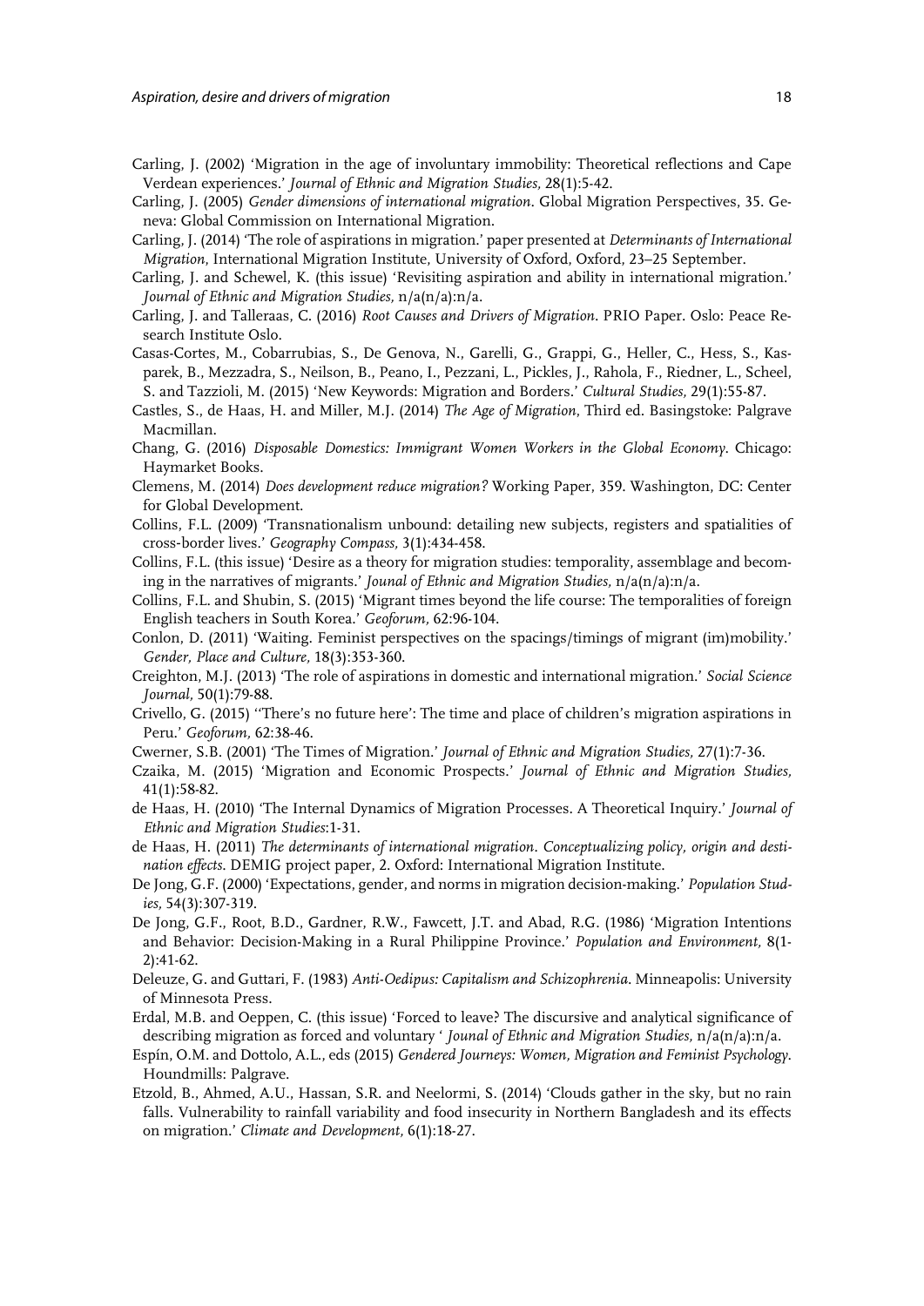Carling, J. (2002) 'Migration in the age of involuntary immobility: Theoretical reflections and Cape Verdean experiences.' *Journal of Ethnic and Migration Studies,* 28(1):5-42.

Carling, J. (2005) *Gender dimensions of international migration*. Global Migration Perspectives, 35. Geneva: Global Commission on International Migration.

Carling, J. (2014) 'The role of aspirations in migration.' paper presented at *Determinants of International Migration*, International Migration Institute, University of Oxford, Oxford, 23–25 September.

Carling, J. and Schewel, K. (this issue) 'Revisiting aspiration and ability in international migration.' *Journal of Ethnic and Migration Studies,* n/a(n/a):n/a.

Carling, J. and Talleraas, C. (2016) *Root Causes and Drivers of Migration*. PRIO Paper. Oslo: Peace Research Institute Oslo.

Casas-Cortes, M., Cobarrubias, S., De Genova, N., Garelli, G., Grappi, G., Heller, C., Hess, S., Kasparek, B., Mezzadra, S., Neilson, B., Peano, I., Pezzani, L., Pickles, J., Rahola, F., Riedner, L., Scheel, S. and Tazzioli, M. (2015) 'New Keywords: Migration and Borders.' *Cultural Studies,* 29(1):55-87.

Castles, S., de Haas, H. and Miller, M.J. (2014) *The Age of Migration*, Third ed. Basingstoke: Palgrave Macmillan.

Chang, G. (2016) *Disposable Domestics: Immigrant Women Workers in the Global Economy*. Chicago: Haymarket Books.

Clemens, M. (2014) *Does development reduce migration?* Working Paper, 359. Washington, DC: Center for Global Development.

Collins, F.L. (2009) 'Transnationalism unbound: detailing new subjects, registers and spatialities of cross-border lives.' *Geography Compass,* 3(1):434-458.

Collins, F.L. (this issue) 'Desire as a theory for migration studies: temporality, assemblage and becoming in the narratives of migrants.' *Jounal of Ethnic and Migration Studies,* n/a(n/a):n/a.

Collins, F.L. and Shubin, S. (2015) 'Migrant times beyond the life course: The temporalities of foreign English teachers in South Korea.' *Geoforum,* 62:96-104.

Conlon, D. (2011) 'Waiting. Feminist perspectives on the spacings/timings of migrant (im)mobility.' *Gender, Place and Culture,* 18(3):353-360.

Creighton, M.J. (2013) 'The role of aspirations in domestic and international migration.' *Social Science Journal,* 50(1):79-88.

Crivello, G. (2015) ''There's no future here': The time and place of children's migration aspirations in Peru.' *Geoforum,* 62:38-46.

Cwerner, S.B. (2001) 'The Times of Migration.' *Journal of Ethnic and Migration Studies,* 27(1):7-36.

Czaika, M. (2015) 'Migration and Economic Prospects.' *Journal of Ethnic and Migration Studies,* 41(1):58-82.

de Haas, H. (2010) 'The Internal Dynamics of Migration Processes. A Theoretical Inquiry.' *Journal of Ethnic and Migration Studies*:1-31.

de Haas, H. (2011) *The determinants of international migration. Conceptualizing policy, origin and destination effects*. DEMIG project paper, 2. Oxford: International Migration Institute.

De Jong, G.F. (2000) 'Expectations, gender, and norms in migration decision-making.' *Population Studies,* 54(3):307-319.

De Jong, G.F., Root, B.D., Gardner, R.W., Fawcett, J.T. and Abad, R.G. (1986) 'Migration Intentions and Behavior: Decision-Making in a Rural Philippine Province.' *Population and Environment,* 8(1-2):41-62.

Deleuze, G. and Guttari, F. (1983) *Anti-Oedipus: Capitalism and Schizophrenia*. Minneapolis: University of Minnesota Press.

Erdal, M.B. and Oeppen, C. (this issue) 'Forced to leave? The discursive and analytical significance of describing migration as forced and voluntary ' *Jounal of Ethnic and Migration Studies,* n/a(n/a):n/a.

Espín, O.M. and Dottolo, A.L., eds (2015) *Gendered Journeys: Women, Migration and Feminist Psychology*. Houndmills: Palgrave.

Etzold, B., Ahmed, A.U., Hassan, S.R. and Neelormi, S. (2014) 'Clouds gather in the sky, but no rain falls. Vulnerability to rainfall variability and food insecurity in Northern Bangladesh and its effects on migration.' *Climate and Development,* 6(1):18-27.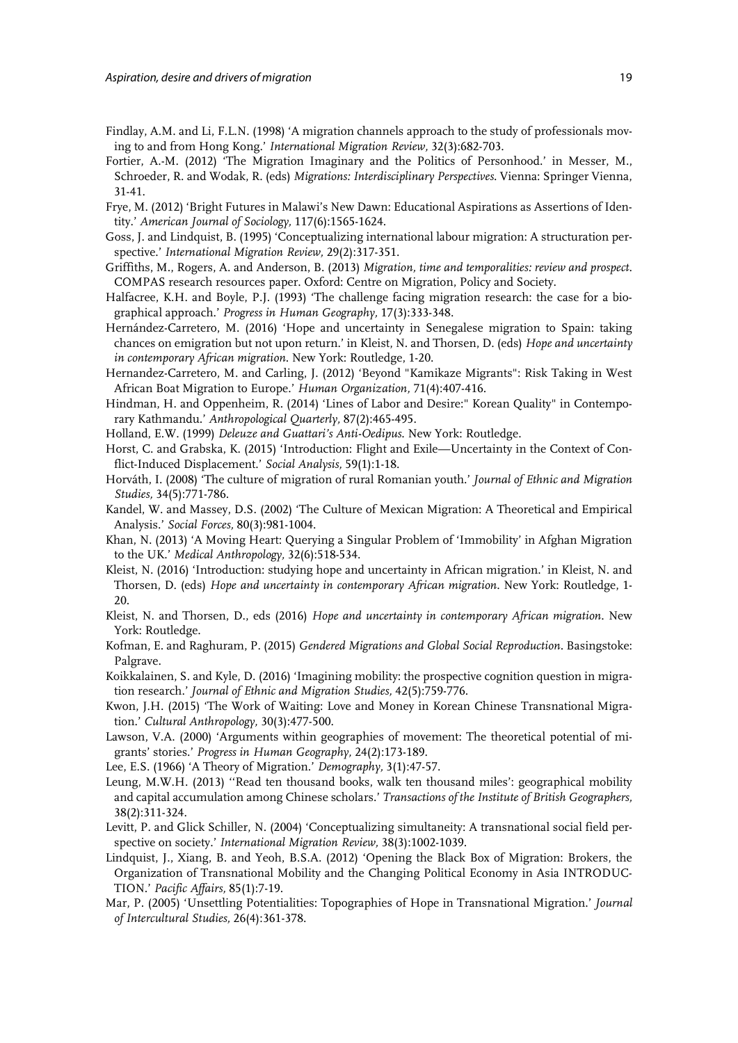Findlay, A.M. and Li, F.L.N. (1998) 'A migration channels approach to the study of professionals moving to and from Hong Kong.' *International Migration Review,* 32(3):682-703.

Fortier, A.-M. (2012) 'The Migration Imaginary and the Politics of Personhood.' in Messer, M., Schroeder, R. and Wodak, R. (eds) *Migrations: Interdisciplinary Perspectives*. Vienna: Springer Vienna, 31-41.

Frye, M. (2012) 'Bright Futures in Malawi's New Dawn: Educational Aspirations as Assertions of Identity.' *American Journal of Sociology,* 117(6):1565-1624.

Goss, J. and Lindquist, B. (1995) 'Conceptualizing international labour migration: A structuration perspective.' *International Migration Review,* 29(2):317-351.

Griffiths, M., Rogers, A. and Anderson, B. (2013) *Migration, time and temporalities: review and prospect*. COMPAS research resources paper. Oxford: Centre on Migration, Policy and Society.

Halfacree, K.H. and Boyle, P.J. (1993) 'The challenge facing migration research: the case for a biographical approach.' *Progress in Human Geography,* 17(3):333-348.

Hernández-Carretero, M. (2016) 'Hope and uncertainty in Senegalese migration to Spain: taking chances on emigration but not upon return.' in Kleist, N. and Thorsen, D. (eds) *Hope and uncertainty in contemporary African migration*. New York: Routledge, 1-20.

Hernandez-Carretero, M. and Carling, J. (2012) 'Beyond "Kamikaze Migrants": Risk Taking in West African Boat Migration to Europe.' *Human Organization,* 71(4):407-416.

Hindman, H. and Oppenheim, R. (2014) 'Lines of Labor and Desire:" Korean Quality" in Contemporary Kathmandu.' *Anthropological Quarterly,* 87(2):465-495.

Holland, E.W. (1999) *Deleuze and Guattari's Anti-Oedipus*. New York: Routledge.

Horst, C. and Grabska, K. (2015) 'Introduction: Flight and Exile—Uncertainty in the Context of Conflict-Induced Displacement.' *Social Analysis,* 59(1):1-18.

Horváth, I. (2008) 'The culture of migration of rural Romanian youth.' *Journal of Ethnic and Migration Studies,* 34(5):771-786.

Kandel, W. and Massey, D.S. (2002) 'The Culture of Mexican Migration: A Theoretical and Empirical Analysis.' *Social Forces,* 80(3):981-1004.

Khan, N. (2013) 'A Moving Heart: Querying a Singular Problem of 'Immobility' in Afghan Migration to the UK.' *Medical Anthropology,* 32(6):518-534.

Kleist, N. (2016) 'Introduction: studying hope and uncertainty in African migration.' in Kleist, N. and Thorsen, D. (eds) *Hope and uncertainty in contemporary African migration*. New York: Routledge, 1-20.

Kleist, N. and Thorsen, D., eds (2016) *Hope and uncertainty in contemporary African migration*. New York: Routledge.

Kofman, E. and Raghuram, P. (2015) *Gendered Migrations and Global Social Reproduction*. Basingstoke: Palgrave.

Koikkalainen, S. and Kyle, D. (2016) 'Imagining mobility: the prospective cognition question in migration research.' *Journal of Ethnic and Migration Studies,* 42(5):759-776.

Kwon, J.H. (2015) 'The Work of Waiting: Love and Money in Korean Chinese Transnational Migration.' *Cultural Anthropology,* 30(3):477-500.

Lawson, V.A. (2000) 'Arguments within geographies of movement: The theoretical potential of migrants' stories.' *Progress in Human Geography,* 24(2):173-189.

Lee, E.S. (1966) 'A Theory of Migration.' *Demography,* 3(1):47-57.

Leung, M.W.H. (2013) ''Read ten thousand books, walk ten thousand miles': geographical mobility and capital accumulation among Chinese scholars.' *Transactions of the Institute of British Geographers,* 38(2):311-324.

Levitt, P. and Glick Schiller, N. (2004) 'Conceptualizing simultaneity: A transnational social field perspective on society.' *International Migration Review,* 38(3):1002-1039.

Lindquist, J., Xiang, B. and Yeoh, B.S.A. (2012) 'Opening the Black Box of Migration: Brokers, the Organization of Transnational Mobility and the Changing Political Economy in Asia INTRODUCTION.' *Pacific Affairs,* 85(1):7-19.

Mar, P. (2005) 'Unsettling Potentialities: Topographies of Hope in Transnational Migration.' *Journal of Intercultural Studies,* 26(4):361-378.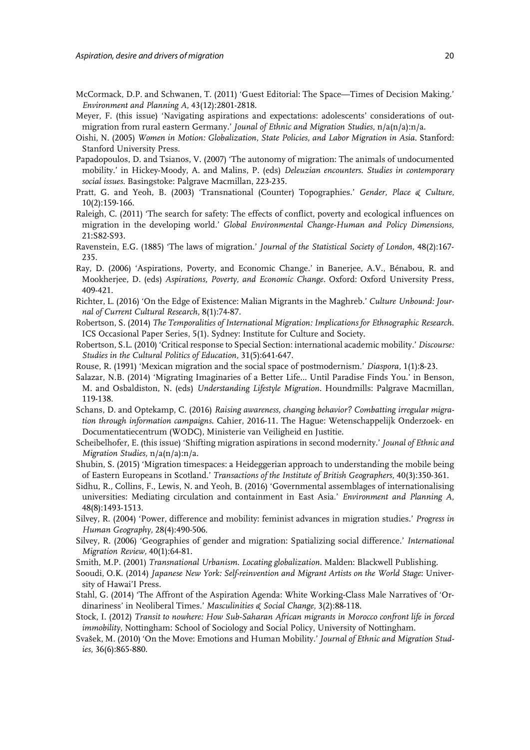McCormack, D.P. and Schwanen, T. (2011) 'Guest Editorial: The Space—Times of Decision Making.' *Environment and Planning A,* 43(12):2801-2818.

Meyer, F. (this issue) 'Navigating aspirations and expectations: adolescents' considerations of out-migration from rural eastern Germany.' *Jounal of Ethnic and Migration Studies,* n/a(n/a):n/a.

Oishi, N. (2005) *Women in Motion: Globalization, State Policies, and Labor Migration in Asia*. Stanford: Stanford University Press.

Papadopoulos, D. and Tsianos, V. (2007) 'The autonomy of migration: The animals of undocumented mobility.' in Hickey-Moody, A. and Malins, P. (eds) *Deleuzian encounters. Studies in contemporary social issues*. Basingstoke: Palgrave Macmillan, 223-235.

Pratt, G. and Yeoh, B. (2003) 'Transnational (Counter) Topographies.' *Gender, Place & Culture,* 10(2):159-166.

Raleigh, C. (2011) 'The search for safety: The effects of conflict, poverty and ecological influences on migration in the developing world.' *Global Environmental Change-Human and Policy Dimensions,* 21:S82-S93.

Ravenstein, E.G. (1885) 'The laws of migration.' *Journal of the Statistical Society of London,* 48(2):167-235.

Ray, D. (2006) 'Aspirations, Poverty, and Economic Change.' in Banerjee, A.V., Bénabou, R. and Mookherjee, D. (eds) *Aspirations, Poverty, and Economic Change*. Oxford: Oxford University Press, 409-421.

Richter, L. (2016) 'On the Edge of Existence: Malian Migrants in the Maghreb.' *Culture Unbound: Journal of Current Cultural Research,* 8(1):74-87.

Robertson, S. (2014) *The Temporalities of International Migration: Implications for Ethnographic Research*. ICS Occasional Paper Series, 5(1). Sydney: Institute for Culture and Society.

Robertson, S.L. (2010) 'Critical response to Special Section: international academic mobility.' *Discourse: Studies in the Cultural Politics of Education,* 31(5):641-647.

Rouse, R. (1991) 'Mexican migration and the social space of postmodernism.' *Diaspora,* 1(1):8-23.

Salazar, N.B. (2014) 'Migrating Imaginaries of a Better Life... Until Paradise Finds You.' in Benson, M. and Osbaldiston, N. (eds) *Understanding Lifestyle Migration*. Houndmills: Palgrave Macmillan, 119-138.

Schans, D. and Optekamp, C. (2016) *Raising awareness, changing behavior? Combatting irregular migration through information campaigns*. Cahier, 2016-11. The Hague: Wetenschappelijk Onderzoek- en Documentatiecentrum (WODC), Ministerie van Veiligheid en Justitie.

Scheibelhofer, E. (this issue) 'Shifting migration aspirations in second modernity.' *Jounal of Ethnic and Migration Studies,* n/a(n/a):n/a.

Shubin, S. (2015) 'Migration timespaces: a Heideggerian approach to understanding the mobile being of Eastern Europeans in Scotland.' *Transactions of the Institute of British Geographers,* 40(3):350-361.

Sidhu, R., Collins, F., Lewis, N. and Yeoh, B. (2016) 'Governmental assemblages of internationalising universities: Mediating circulation and containment in East Asia.' *Environment and Planning A,* 48(8):1493-1513.

Silvey, R. (2004) 'Power, difference and mobility: feminist advances in migration studies.' *Progress in Human Geography,* 28(4):490-506.

Silvey, R. (2006) 'Geographies of gender and migration: Spatializing social difference.' *International Migration Review,* 40(1):64-81.

Smith, M.P. (2001) *Transnational Urbanism. Locating globalization*. Malden: Blackwell Publishing.

Sooudi, O.K. (2014) *Japanese New York: Self-reinvention and Migrant Artists on the World Stage*: University of Hawai'I Press.

Stahl, G. (2014) 'The Affront of the Aspiration Agenda: White Working-Class Male Narratives of 'Ordinariness' in Neoliberal Times.' *Masculinities & Social Change,* 3(2):88-118.

Stock, I. (2012) *Transit to nowhere: How Sub-Saharan African migrants in Morocco confront life in forced immobility*, Nottingham: School of Sociology and Social Policy, University of Nottingham.

Svašek, M. (2010) 'On the Move: Emotions and Human Mobility.' *Journal of Ethnic and Migration Studies,* 36(6):865-880.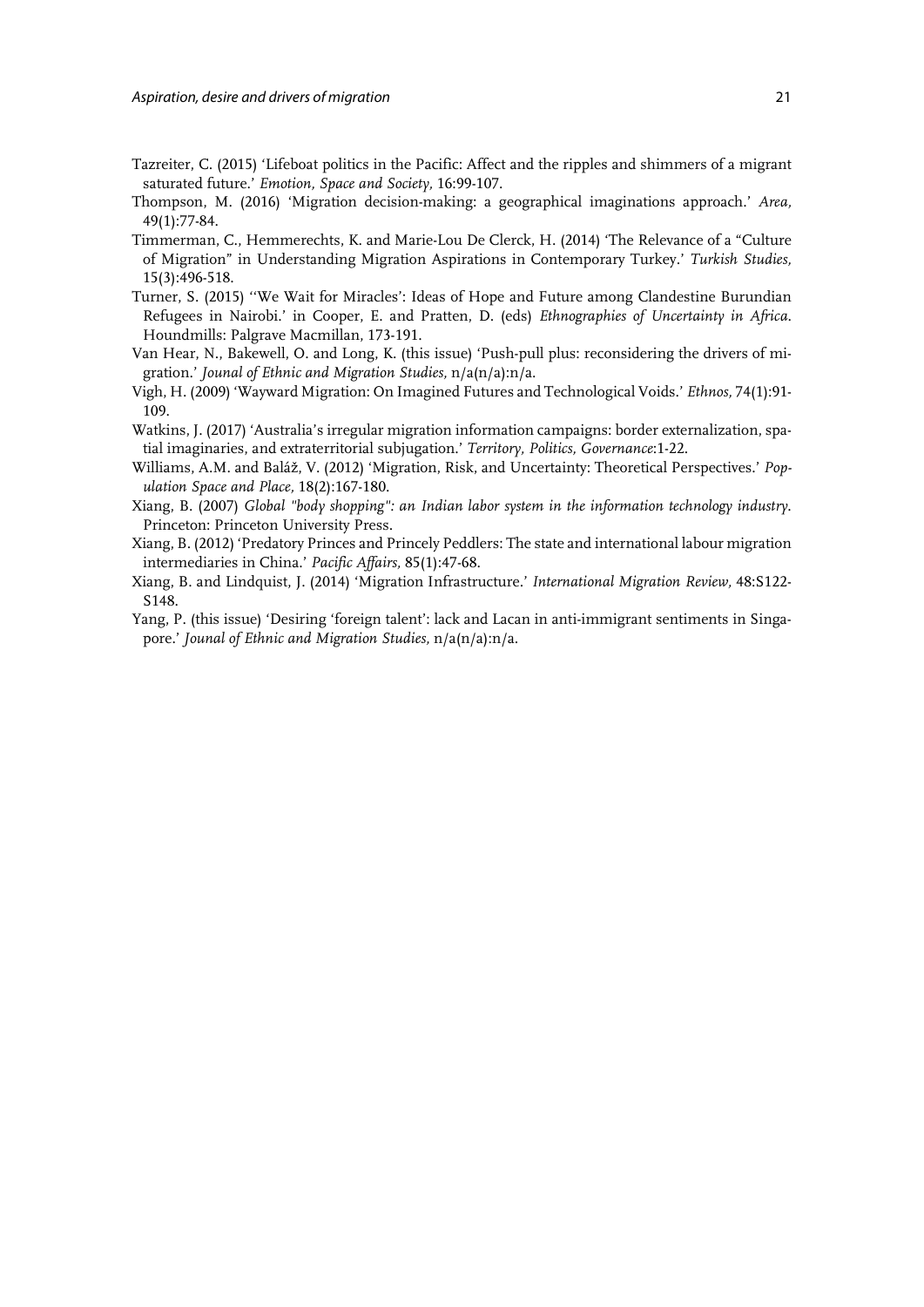Tazreiter, C. (2015) 'Lifeboat politics in the Pacific: Affect and the ripples and shimmers of a migrant saturated future.' *Emotion, Space and Society,* 16:99-107.

Thompson, M. (2016) 'Migration decision-making: a geographical imaginations approach.' *Area,* 49(1):77-84.

Timmerman, C., Hemmerechts, K. and Marie-Lou De Clerck, H. (2014) 'The Relevance of a "Culture of Migration" in Understanding Migration Aspirations in Contemporary Turkey.' *Turkish Studies,* 15(3):496-518.

Turner, S. (2015) ''We Wait for Miracles': Ideas of Hope and Future among Clandestine Burundian Refugees in Nairobi.' in Cooper, E. and Pratten, D. (eds) *Ethnographies of Uncertainty in Africa.* Houndmills: Palgrave Macmillan, 173-191.

Van Hear, N., Bakewell, O. and Long, K. (this issue) 'Push-pull plus: reconsidering the drivers of migration.' *Jounal of Ethnic and Migration Studies,* n/a(n/a):n/a.

Vigh, H. (2009) 'Wayward Migration: On Imagined Futures and Technological Voids.' *Ethnos,* 74(1):91-109.

Watkins, J. (2017) 'Australia's irregular migration information campaigns: border externalization, spatial imaginaries, and extraterritorial subjugation.' *Territory, Politics, Governance*:1-22.

Williams, A.M. and Baláž, V. (2012) 'Migration, Risk, and Uncertainty: Theoretical Perspectives.' *Population Space and Place,* 18(2):167-180.

Xiang, B. (2007) *Global "body shopping": an Indian labor system in the information technology industry.* Princeton: Princeton University Press.

Xiang, B. (2012) 'Predatory Princes and Princely Peddlers: The state and international labour migration intermediaries in China.' *Pacific Affairs,* 85(1):47-68.

Xiang, B. and Lindquist, J. (2014) 'Migration Infrastructure.' *International Migration Review,* 48:S122-S148.

Yang, P. (this issue) 'Desiring 'foreign talent': lack and Lacan in anti-immigrant sentiments in Singapore.' *Jounal of Ethnic and Migration Studies,* n/a(n/a):n/a.